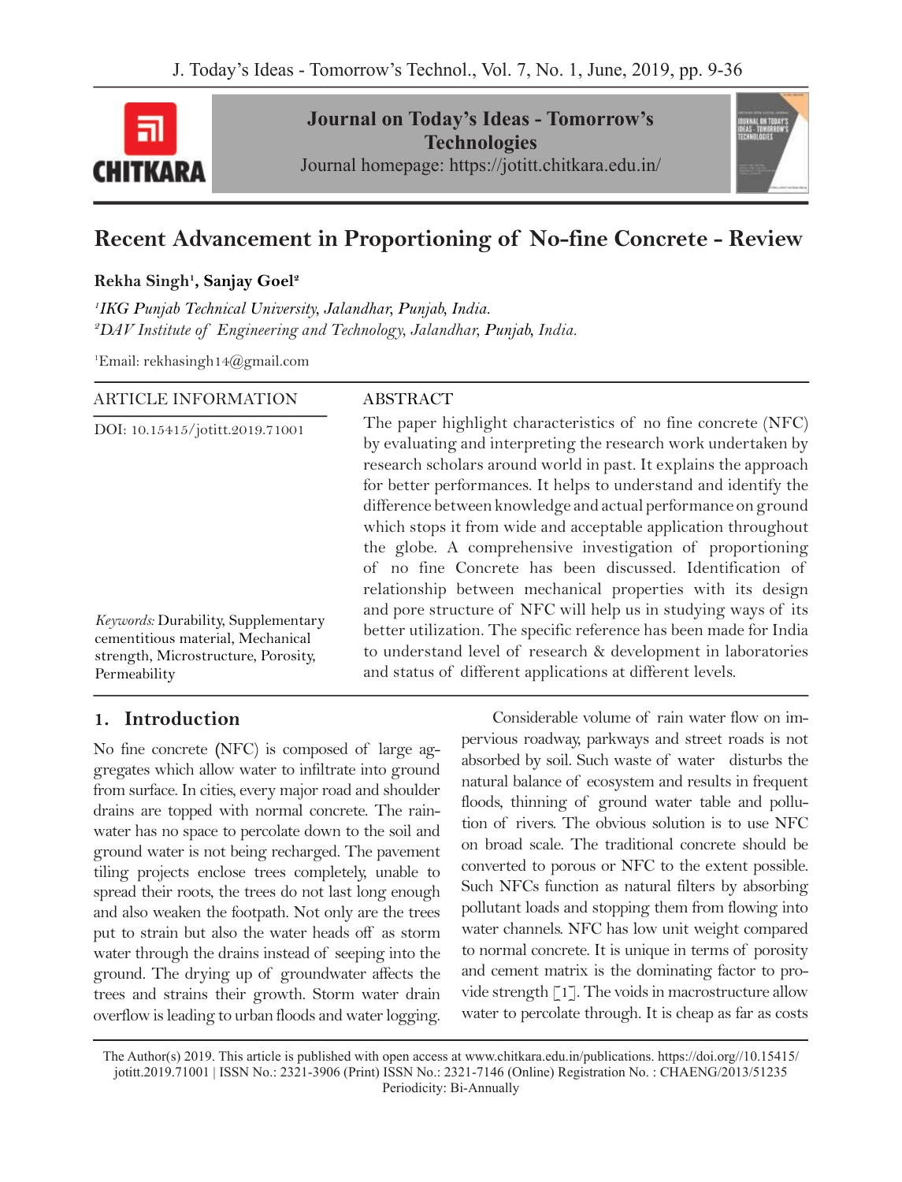# Recent Advancement in Proportioning of No-fine Concrete - Review

**Rekha Singh[1], Sanjay Goel[2]**

[1]*IKG Punjab Technical University, Jalandhar, Punjab, India.*
[2]*DAV Institute of Engineering and Technology, Jalandhar, Punjab, India.*

[1]Email: rekhasingh14@gmail.com

ARTICLE INFORMATION

DOI: 10.15415/jotitt.2019.71001

*Keywords:* Durability, Supplementary cementitious material, Mechanical strength, Microstructure, Porosity, Permeability

ABSTRACT

The paper highlight characteristics of no fine concrete (NFC) by evaluating and interpreting the research work undertaken by research scholars around world in past. It explains the approach for better performances. It helps to understand and identify the difference between knowledge and actual performance on ground which stops it from wide and acceptable application throughout the globe. A comprehensive investigation of proportioning of no fine Concrete has been discussed. Identification of relationship between mechanical properties with its design and pore structure of NFC will help us in studying ways of its better utilization. The specific reference has been made for India to understand level of research & development in laboratories and status of different applications at different levels.

## 1. Introduction

No fine concrete (NFC) is composed of large aggregates which allow water to infiltrate into ground from surface. In cities, every major road and shoulder drains are topped with normal concrete. The rainwater has no space to percolate down to the soil and ground water is not being recharged. The pavement tiling projects enclose trees completely, unable to spread their roots, the trees do not last long enough and also weaken the footpath. Not only are the trees put to strain but also the water heads off as storm water through the drains instead of seeping into the ground. The drying up of groundwater affects the trees and strains their growth. Storm water drain overflow is leading to urban floods and water logging.

Considerable volume of rain water flow on impervious roadway, parkways and street roads is not absorbed by soil. Such waste of water disturbs the natural balance of ecosystem and results in frequent floods, thinning of ground water table and pollution of rivers. The obvious solution is to use NFC on broad scale. The traditional concrete should be converted to porous or NFC to the extent possible. Such NFCs function as natural filters by absorbing pollutant loads and stopping them from flowing into water channels. NFC has low unit weight compared to normal concrete. It is unique in terms of porosity and cement matrix is the dominating factor to provide strength [1]. The voids in macrostructure allow water to percolate through. It is cheap as far as costs

The Author(s) 2019. This article is published with open access at www.chitkara.edu.in/publications. https://doi.org//10.15415/jotitt.2019.71001 | ISSN No.: 2321-3906 (Print) ISSN No.: 2321-7146 (Online) Registration No. : CHAENG/2013/51235
Periodicity: Bi-Annually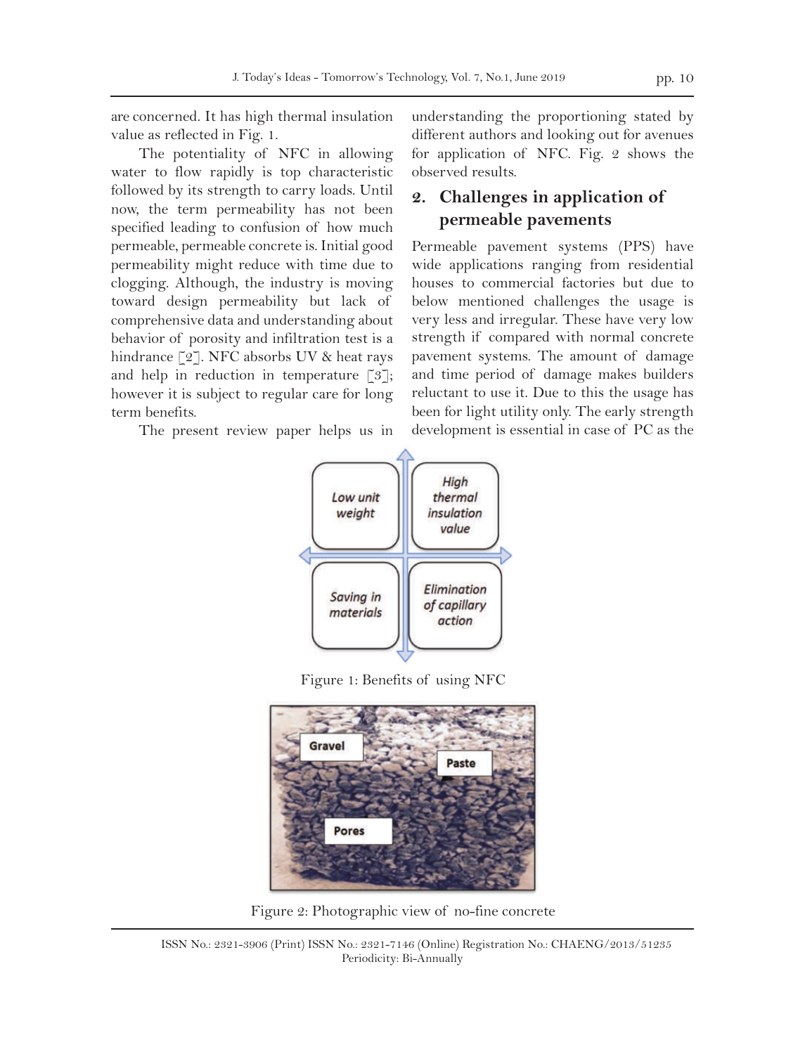are concerned. It has high thermal insulation value as reflected in Fig. 1.

The potentiality of NFC in allowing water to flow rapidly is top characteristic followed by its strength to carry loads. Until now, the term permeability has not been specified leading to confusion of how much permeable, permeable concrete is. Initial good permeability might reduce with time due to clogging. Although, the industry is moving toward design permeability but lack of comprehensive data and understanding about behavior of porosity and infiltration test is a hindrance [2]. NFC absorbs UV & heat rays and help in reduction in temperature [3]; however it is subject to regular care for long term benefits.

The present review paper helps us in understanding the proportioning stated by different authors and looking out for avenues for application of NFC. Fig. 2 shows the observed results.

## 2. Challenges in application of permeable pavements

Permeable pavement systems (PPS) have wide applications ranging from residential houses to commercial factories but due to below mentioned challenges the usage is very less and irregular. These have very low strength if compared with normal concrete pavement systems. The amount of damage and time period of damage makes builders reluctant to use it. Due to this the usage has been for light utility only. The early strength development is essential in case of PC as the

Low unit weight | High thermal insulation value | Saving in materials | Elimination of capillary action

Figure 1: Benefits of using NFC

Gravel | Paste | Pores

Figure 2: Photographic view of no-fine concrete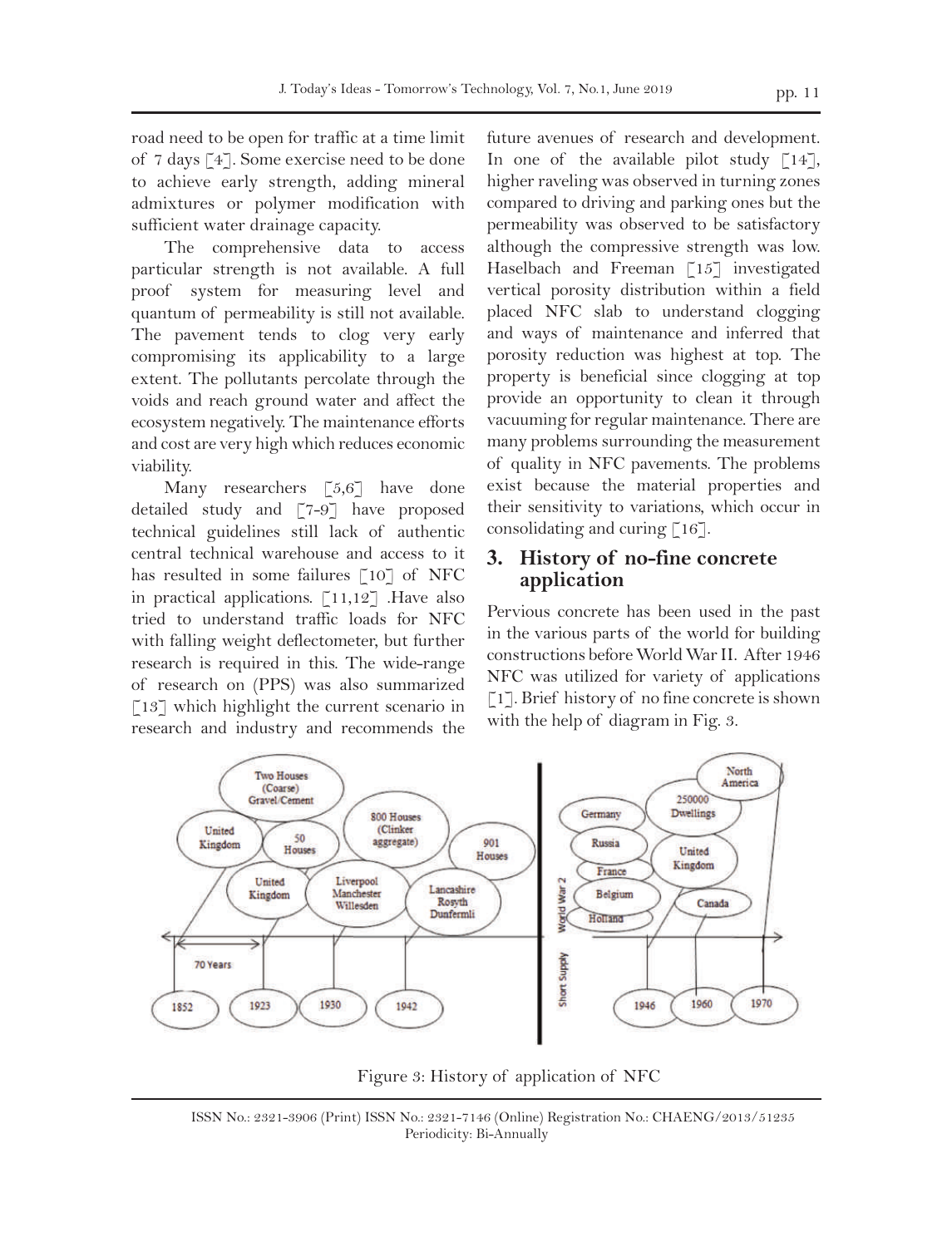road need to be open for traffic at a time limit of 7 days [4]. Some exercise need to be done to achieve early strength, adding mineral admixtures or polymer modification with sufficient water drainage capacity.

The comprehensive data to access particular strength is not available. A full proof system for measuring level and quantum of permeability is still not available. The pavement tends to clog very early compromising its applicability to a large extent. The pollutants percolate through the voids and reach ground water and affect the ecosystem negatively. The maintenance efforts and cost are very high which reduces economic viability.

Many researchers [5,6] have done detailed study and [7-9] have proposed technical guidelines still lack of authentic central technical warehouse and access to it has resulted in some failures [10] of NFC in practical applications. [11,12] .Have also tried to understand traffic loads for NFC with falling weight deflectometer, but further research is required in this. The wide-range of research on (PPS) was also summarized [13] which highlight the current scenario in research and industry and recommends the future avenues of research and development. In one of the available pilot study [14], higher raveling was observed in turning zones compared to driving and parking ones but the permeability was observed to be satisfactory although the compressive strength was low. Haselbach and Freeman [15] investigated vertical porosity distribution within a field placed NFC slab to understand clogging and ways of maintenance and inferred that porosity reduction was highest at top. The property is beneficial since clogging at top provide an opportunity to clean it through vacuuming for regular maintenance. There are many problems surrounding the measurement of quality in NFC pavements. The problems exist because the material properties and their sensitivity to variations, which occur in consolidating and curing [16].

## 3. History of no-fine concrete application

Pervious concrete has been used in the past in the various parts of the world for building constructions before World War II. After 1946 NFC was utilized for variety of applications [1]. Brief history of no fine concrete is shown with the help of diagram in Fig. 3.

Two Houses (Coarse) Gravel/Cement
United Kingdom
50 Houses
800 Houses (Clinker aggregate)
901 Houses
United Kingdom
Liverpool Manchester Willesden
Lancashire Rosyth Dunfermli
70 Years
1852
1923
1930
1942
World War 2
Short Supply
Germany
Russia
France
Belgium
Holland
250000 Dwellings
North America
United Kingdom
Canada
1946
1960
1970

Figure 3: History of application of NFC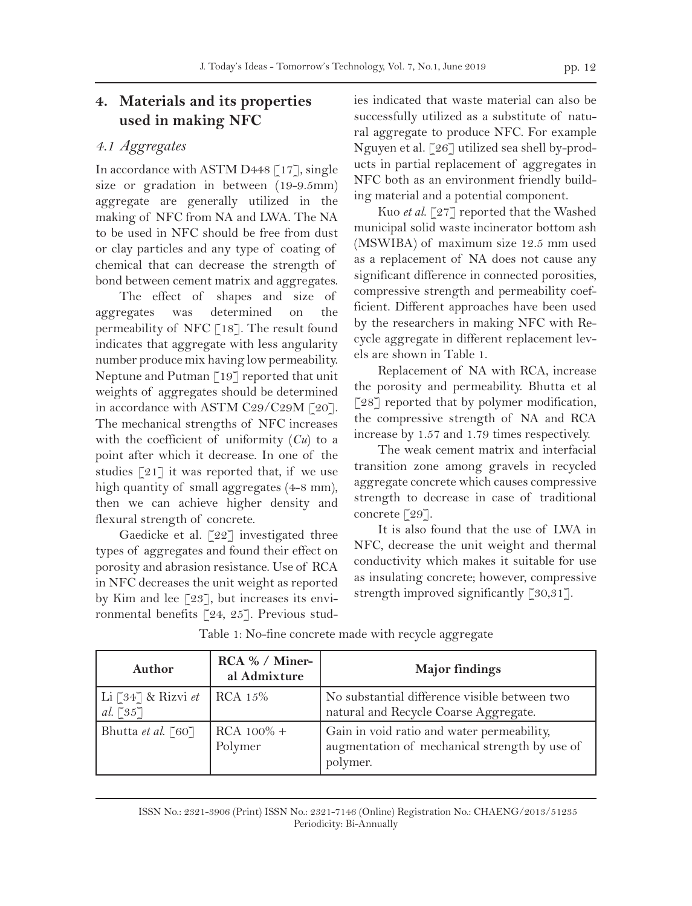## 4. Materials and its properties used in making NFC

### *4.1 Aggregates*

In accordance with ASTM D448 [17], single size or gradation in between (19-9.5mm) aggregate are generally utilized in the making of NFC from NA and LWA. The NA to be used in NFC should be free from dust or clay particles and any type of coating of chemical that can decrease the strength of bond between cement matrix and aggregates.

The effect of shapes and size of aggregates was determined on the permeability of NFC [18]. The result found indicates that aggregate with less angularity number produce mix having low permeability. Neptune and Putman [19] reported that unit weights of aggregates should be determined in accordance with ASTM C29/C29M [20]. The mechanical strengths of NFC increases with the coefficient of uniformity (*Cu*) to a point after which it decrease. In one of the studies [21] it was reported that, if we use high quantity of small aggregates (4-8 mm), then we can achieve higher density and flexural strength of concrete.

Gaedicke et al. [22] investigated three types of aggregates and found their effect on porosity and abrasion resistance. Use of RCA in NFC decreases the unit weight as reported by Kim and lee [23], but increases its environmental benefits [24, 25]. Previous studies indicated that waste material can also be successfully utilized as a substitute of natural aggregate to produce NFC. For example Nguyen et al. [26] utilized sea shell by-products in partial replacement of aggregates in NFC both as an environment friendly building material and a potential component.

Kuo *et al.* [27] reported that the Washed municipal solid waste incinerator bottom ash (MSWIBA) of maximum size 12.5 mm used as a replacement of NA does not cause any significant difference in connected porosities, compressive strength and permeability coefficient. Different approaches have been used by the researchers in making NFC with Recycle aggregate in different replacement levels are shown in Table 1.

Replacement of NA with RCA, increase the porosity and permeability. Bhutta et al [28] reported that by polymer modification, the compressive strength of NA and RCA increase by 1.57 and 1.79 times respectively.

The weak cement matrix and interfacial transition zone among gravels in recycled aggregate concrete which causes compressive strength to decrease in case of traditional concrete [29].

It is also found that the use of LWA in NFC, decrease the unit weight and thermal conductivity which makes it suitable for use as insulating concrete; however, compressive strength improved significantly [30,31].

Table 1: No-fine concrete made with recycle aggregate

| Author | RCA % / Mineral Admixture | Major findings |
|---|---|---|
| Li [34] & Rizvi *et al.* [35] | RCA 15% | No substantial difference visible between two natural and Recycle Coarse Aggregate. |
| Bhutta *et al.* [60] | RCA 100% + Polymer | Gain in void ratio and water permeability, augmentation of mechanical strength by use of polymer. |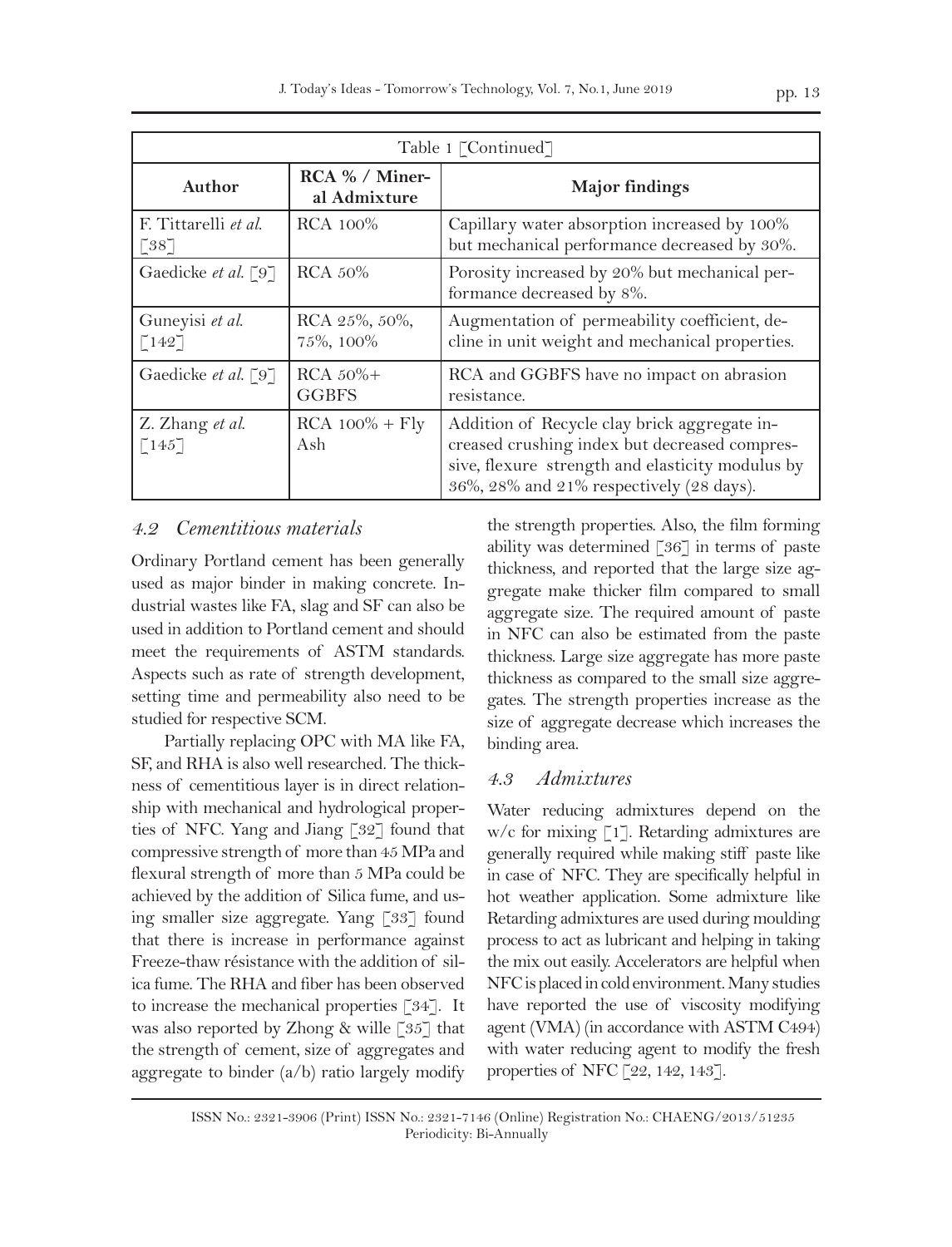| Table 1 [Continued] | | |
|---|---|---|
| **Author** | **RCA % / Mineral Admixture** | **Major findings** |
| F. Tittarelli *et al.* [38] | RCA 100% | Capillary water absorption increased by 100% but mechanical performance decreased by 30%. |
| Gaedicke *et al.* [9] | RCA 50% | Porosity increased by 20% but mechanical performance decreased by 8%. |
| Guneyisi *et al.* [142] | RCA 25%, 50%, 75%, 100% | Augmentation of permeability coefficient, decline in unit weight and mechanical properties. |
| Gaedicke *et al.* [9] | RCA 50%+ GGBFS | RCA and GGBFS have no impact on abrasion resistance. |
| Z. Zhang *et al.* [145] | RCA 100% + Fly Ash | Addition of Recycle clay brick aggregate increased crushing index but decreased compressive, flexure strength and elasticity modulus by 36%, 28% and 21% respectively (28 days). |

### *4.2 Cementitious materials*

Ordinary Portland cement has been generally used as major binder in making concrete. Industrial wastes like FA, slag and SF can also be used in addition to Portland cement and should meet the requirements of ASTM standards. Aspects such as rate of strength development, setting time and permeability also need to be studied for respective SCM.

Partially replacing OPC with MA like FA, SF, and RHA is also well researched. The thickness of cementitious layer is in direct relationship with mechanical and hydrological properties of NFC. Yang and Jiang [32] found that compressive strength of more than 45 MPa and flexural strength of more than 5 MPa could be achieved by the addition of Silica fume, and using smaller size aggregate. Yang [33] found that there is increase in performance against Freeze-thaw résistance with the addition of silica fume. The RHA and fiber has been observed to increase the mechanical properties [34]. It was also reported by Zhong & wille [35] that the strength of cement, size of aggregates and aggregate to binder (a/b) ratio largely modify the strength properties. Also, the film forming ability was determined [36] in terms of paste thickness, and reported that the large size aggregate make thicker film compared to small aggregate size. The required amount of paste in NFC can also be estimated from the paste thickness. Large size aggregate has more paste thickness as compared to the small size aggregates. The strength properties increase as the size of aggregate decrease which increases the binding area.

### *4.3 Admixtures*

Water reducing admixtures depend on the w/c for mixing [1]. Retarding admixtures are generally required while making stiff paste like in case of NFC. They are specifically helpful in hot weather application. Some admixture like Retarding admixtures are used during moulding process to act as lubricant and helping in taking the mix out easily. Accelerators are helpful when NFC is placed in cold environment. Many studies have reported the use of viscosity modifying agent (VMA) (in accordance with ASTM C494) with water reducing agent to modify the fresh properties of NFC [22, 142, 143].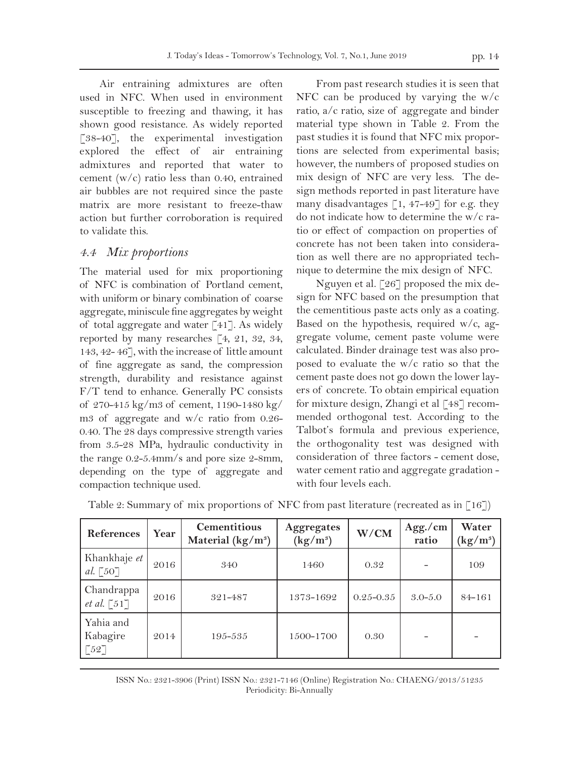Air entraining admixtures are often used in NFC. When used in environment susceptible to freezing and thawing, it has shown good resistance. As widely reported [38-40], the experimental investigation explored the effect of air entraining admixtures and reported that water to cement (w/c) ratio less than 0.40, entrained air bubbles are not required since the paste matrix are more resistant to freeze-thaw action but further corroboration is required to validate this.

### *4.4 Mix proportions*

The material used for mix proportioning of NFC is combination of Portland cement, with uniform or binary combination of coarse aggregate, miniscule fine aggregates by weight of total aggregate and water [41]. As widely reported by many researches [4, 21, 32, 34, 143, 42- 46], with the increase of little amount of fine aggregate as sand, the compression strength, durability and resistance against F/T tend to enhance. Generally PC consists of 270-415 kg/m3 of cement, 1190-1480 kg/m3 of aggregate and w/c ratio from 0.26-0.40. The 28 days compressive strength varies from 3.5-28 MPa, hydraulic conductivity in the range 0.2-5.4mm/s and pore size 2-8mm, depending on the type of aggregate and compaction technique used.

From past research studies it is seen that NFC can be produced by varying the w/c ratio, a/c ratio, size of aggregate and binder material type shown in Table 2. From the past studies it is found that NFC mix proportions are selected from experimental basis; however, the numbers of proposed studies on mix design of NFC are very less. The design methods reported in past literature have many disadvantages [1, 47-49] for e.g. they do not indicate how to determine the w/c ratio or effect of compaction on properties of concrete has not been taken into consideration as well there are no appropriated technique to determine the mix design of NFC.

Nguyen et al. [26] proposed the mix design for NFC based on the presumption that the cementitious paste acts only as a coating. Based on the hypothesis, required w/c, aggregate volume, cement paste volume were calculated. Binder drainage test was also proposed to evaluate the w/c ratio so that the cement paste does not go down the lower layers of concrete. To obtain empirical equation for mixture design, Zhangi et al [48] recommended orthogonal test. According to the Talbot's formula and previous experience, the orthogonality test was designed with consideration of three factors - cement dose, water cement ratio and aggregate gradation - with four levels each.

Table 2: Summary of mix proportions of NFC from past literature (recreated as in [16])

| References | Year | Cementitious Material ($kg/m^3$) | Aggregates ($kg/m^3$) | W/CM | Agg./cm ratio | Water ($kg/m^3$) |
|---|---|---|---|---|---|---|
| Khankhaje *et al.* [50] | 2016 | 340 | 1460 | 0.32 | - | 109 |
| Chandrappa *et al.* [51] | 2016 | 321-487 | 1373-1692 | 0.25-0.35 | 3.0-5.0 | 84-161 |
| Yahia and Kabagire [52] | 2014 | 195-535 | 1500-1700 | 0.30 | - | - |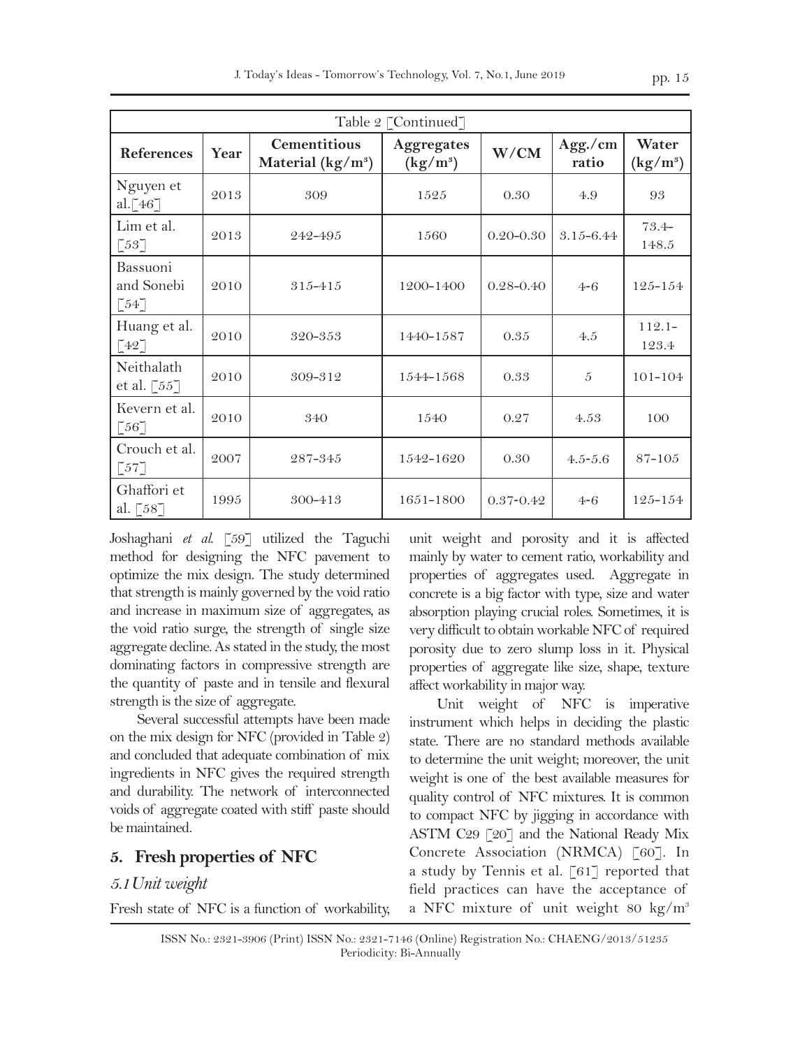| Table 2 [Continued] | | | | | | |
|---|---|---|---|---|---|---|
| **References** | **Year** | **Cementitious Material (kg/m³)** | **Aggregates (kg/m³)** | **W/CM** | **Agg./cm ratio** | **Water (kg/m³)** |
| Nguyen et al.[46] | 2013 | 309 | 1525 | 0.30 | 4.9 | 93 |
| Lim et al. [53] | 2013 | 242-495 | 1560 | 0.20-0.30 | 3.15-6.44 | 73.4–148.5 |
| Bassuoni and Sonebi [54] | 2010 | 315-415 | 1200-1400 | 0.28-0.40 | 4-6 | 125-154 |
| Huang et al. [42] | 2010 | 320-353 | 1440-1587 | 0.35 | 4.5 | 112.1-123.4 |
| Neithalath et al. [55] | 2010 | 309-312 | 1544-1568 | 0.33 | 5 | 101-104 |
| Kevern et al. [56] | 2010 | 340 | 1540 | 0.27 | 4.53 | 100 |
| Crouch et al. [57] | 2007 | 287-345 | 1542-1620 | 0.30 | 4.5-5.6 | 87-105 |
| Ghaffori et al. [58] | 1995 | 300-413 | 1651-1800 | 0.37-0.42 | 4-6 | 125-154 |

Joshaghani *et al.* [59] utilized the Taguchi method for designing the NFC pavement to optimize the mix design. The study determined that strength is mainly governed by the void ratio and increase in maximum size of aggregates, as the void ratio surge, the strength of single size aggregate decline. As stated in the study, the most dominating factors in compressive strength are the quantity of paste and in tensile and flexural strength is the size of aggregate.

Several successful attempts have been made on the mix design for NFC (provided in Table 2) and concluded that adequate combination of mix ingredients in NFC gives the required strength and durability. The network of interconnected voids of aggregate coated with stiff paste should be maintained.

## 5. Fresh properties of NFC

### *5.1 Unit weight*

Fresh state of NFC is a function of workability, unit weight and porosity and it is affected mainly by water to cement ratio, workability and properties of aggregates used. Aggregate in concrete is a big factor with type, size and water absorption playing crucial roles. Sometimes, it is very difficult to obtain workable NFC of required porosity due to zero slump loss in it. Physical properties of aggregate like size, shape, texture affect workability in major way.

Unit weight of NFC is imperative instrument which helps in deciding the plastic state. There are no standard methods available to determine the unit weight; moreover, the unit weight is one of the best available measures for quality control of NFC mixtures. It is common to compact NFC by jigging in accordance with ASTM C29 [20] and the National Ready Mix Concrete Association (NRMCA) [60]. In a study by Tennis et al. [61] reported that field practices can have the acceptance of a NFC mixture of unit weight 80 kg/m³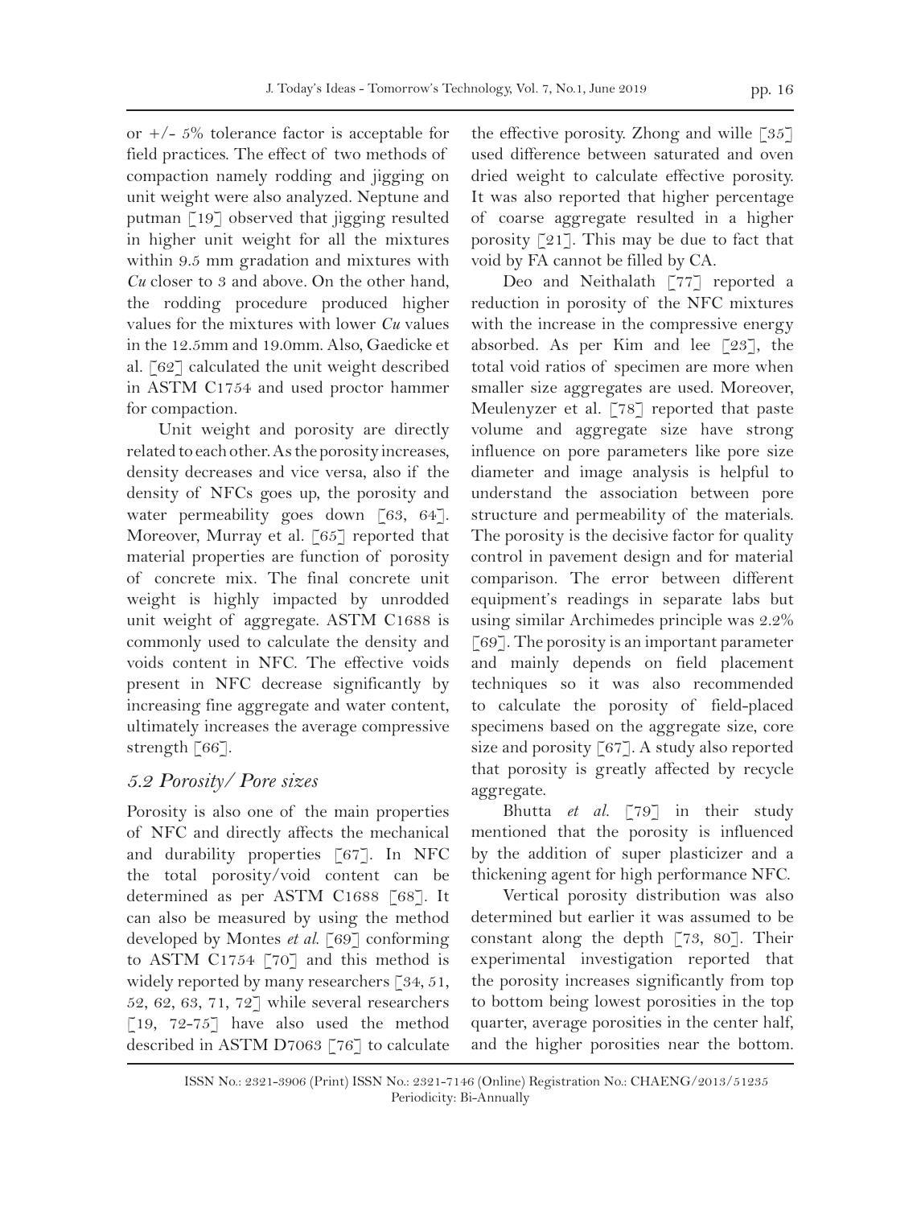or +/- 5% tolerance factor is acceptable for field practices. The effect of two methods of compaction namely rodding and jigging on unit weight were also analyzed. Neptune and putman [19] observed that jigging resulted in higher unit weight for all the mixtures within 9.5 mm gradation and mixtures with *Cu* closer to 3 and above. On the other hand, the rodding procedure produced higher values for the mixtures with lower *Cu* values in the 12.5mm and 19.0mm. Also, Gaedicke et al. [62] calculated the unit weight described in ASTM C1754 and used proctor hammer for compaction.

Unit weight and porosity are directly related to each other. As the porosity increases, density decreases and vice versa, also if the density of NFCs goes up, the porosity and water permeability goes down [63, 64]. Moreover, Murray et al. [65] reported that material properties are function of porosity of concrete mix. The final concrete unit weight is highly impacted by unrodded unit weight of aggregate. ASTM C1688 is commonly used to calculate the density and voids content in NFC. The effective voids present in NFC decrease significantly by increasing fine aggregate and water content, ultimately increases the average compressive strength [66].

### *5.2 Porosity/ Pore sizes*

Porosity is also one of the main properties of NFC and directly affects the mechanical and durability properties [67]. In NFC the total porosity/void content can be determined as per ASTM C1688 [68]. It can also be measured by using the method developed by Montes *et al.* [69] conforming to ASTM C1754 [70] and this method is widely reported by many researchers [34, 51, 52, 62, 63, 71, 72] while several researchers [19, 72-75] have also used the method described in ASTM D7063 [76] to calculate the effective porosity. Zhong and wille [35] used difference between saturated and oven dried weight to calculate effective porosity. It was also reported that higher percentage of coarse aggregate resulted in a higher porosity [21]. This may be due to fact that void by FA cannot be filled by CA.

Deo and Neithalath [77] reported a reduction in porosity of the NFC mixtures with the increase in the compressive energy absorbed. As per Kim and lee [23], the total void ratios of specimen are more when smaller size aggregates are used. Moreover, Meulenyzer et al. [78] reported that paste volume and aggregate size have strong influence on pore parameters like pore size diameter and image analysis is helpful to understand the association between pore structure and permeability of the materials. The porosity is the decisive factor for quality control in pavement design and for material comparison. The error between different equipment's readings in separate labs but using similar Archimedes principle was 2.2% [69]. The porosity is an important parameter and mainly depends on field placement techniques so it was also recommended to calculate the porosity of field-placed specimens based on the aggregate size, core size and porosity [67]. A study also reported that porosity is greatly affected by recycle aggregate.

Bhutta *et al.* [79] in their study mentioned that the porosity is influenced by the addition of super plasticizer and a thickening agent for high performance NFC.

Vertical porosity distribution was also determined but earlier it was assumed to be constant along the depth [73, 80]. Their experimental investigation reported that the porosity increases significantly from top to bottom being lowest porosities in the top quarter, average porosities in the center half, and the higher porosities near the bottom.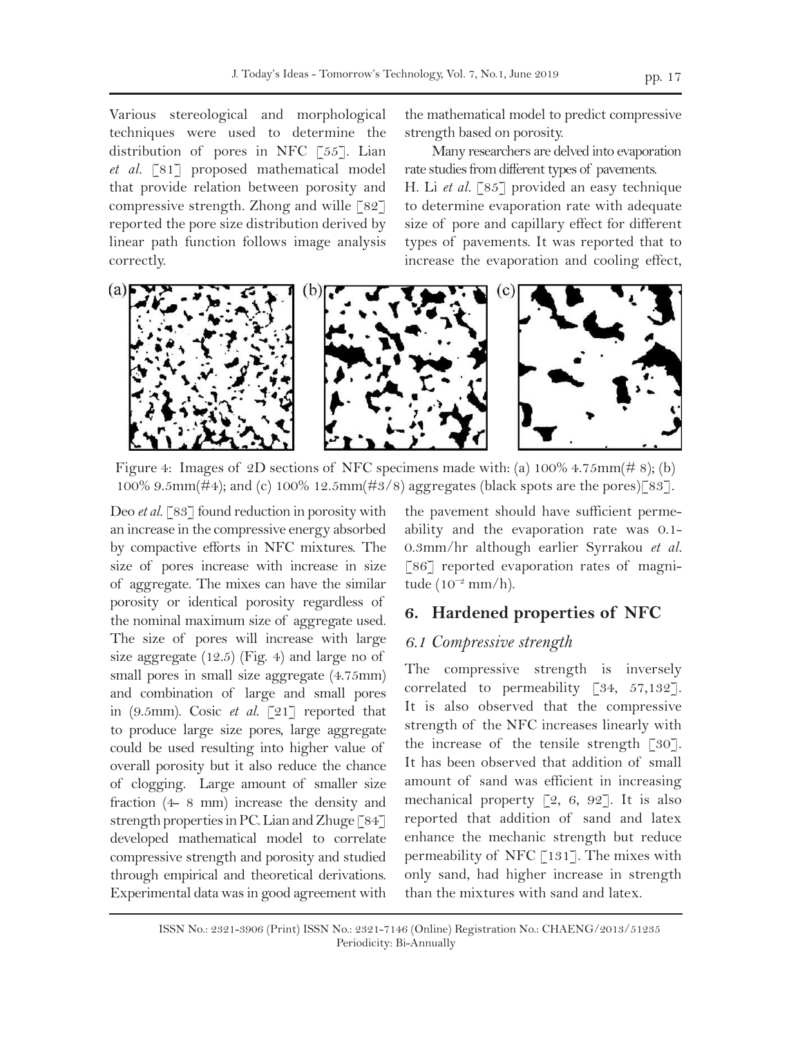Various stereological and morphological techniques were used to determine the distribution of pores in NFC [55]. Lian *et al.* [81] proposed mathematical model that provide relation between porosity and compressive strength. Zhong and wille [82] reported the pore size distribution derived by linear path function follows image analysis correctly.

Figure 4: Images of 2D sections of NFC specimens made with: (a) 100% 4.75mm(# 8); (b) 100% 9.5mm(#4); and (c) 100% 12.5mm(#3/8) aggregates (black spots are the pores)[83].

Deo *et al.* [83] found reduction in porosity with an increase in the compressive energy absorbed by compactive efforts in NFC mixtures. The size of pores increase with increase in size of aggregate. The mixes can have the similar porosity or identical porosity regardless of the nominal maximum size of aggregate used. The size of pores will increase with large size aggregate (12.5) (Fig. 4) and large no of small pores in small size aggregate (4.75mm) and combination of large and small pores in (9.5mm). Cosic *et al.* [21] reported that to produce large size pores, large aggregate could be used resulting into higher value of overall porosity but it also reduce the chance of clogging. Large amount of smaller size fraction (4- 8 mm) increase the density and strength properties in PC. Lian and Zhuge [84] developed mathematical model to correlate compressive strength and porosity and studied through empirical and theoretical derivations. Experimental data was in good agreement with the mathematical model to predict compressive strength based on porosity.

Many researchers are delved into evaporation rate studies from different types of pavements. H. Li *et al.* [85] provided an easy technique to determine evaporation rate with adequate size of pore and capillary effect for different types of pavements. It was reported that to increase the evaporation and cooling effect, the pavement should have sufficient permeability and the evaporation rate was 0.1-0.3mm/hr although earlier Syrrakou *et al.* [86] reported evaporation rates of magnitude ($10^{-2}$ mm/h).

## 6. Hardened properties of NFC

### 6.1 Compressive strength

The compressive strength is inversely correlated to permeability [34, 57,132]. It is also observed that the compressive strength of the NFC increases linearly with the increase of the tensile strength [30]. It has been observed that addition of small amount of sand was efficient in increasing mechanical property [2, 6, 92]. It is also reported that addition of sand and latex enhance the mechanic strength but reduce permeability of NFC [131]. The mixes with only sand, had higher increase in strength than the mixtures with sand and latex.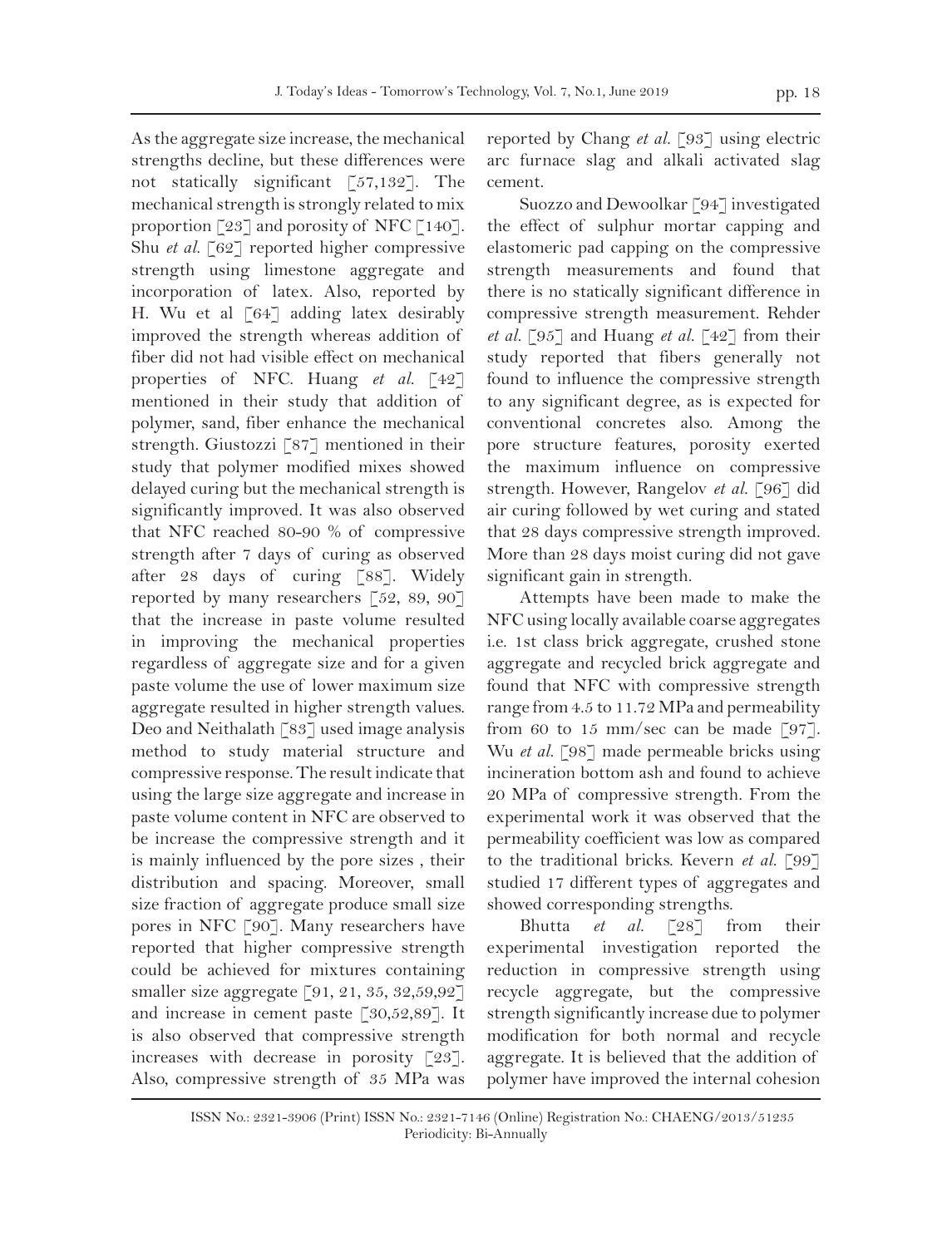As the aggregate size increase, the mechanical strengths decline, but these differences were not statically significant [57,132]. The mechanical strength is strongly related to mix proportion [23] and porosity of NFC [140]. Shu *et al.* [62] reported higher compressive strength using limestone aggregate and incorporation of latex. Also, reported by H. Wu et al [64] adding latex desirably improved the strength whereas addition of fiber did not had visible effect on mechanical properties of NFC. Huang *et al.* [42] mentioned in their study that addition of polymer, sand, fiber enhance the mechanical strength. Giustozzi [87] mentioned in their study that polymer modified mixes showed delayed curing but the mechanical strength is significantly improved. It was also observed that NFC reached 80-90 % of compressive strength after 7 days of curing as observed after 28 days of curing [88]. Widely reported by many researchers [52, 89, 90] that the increase in paste volume resulted in improving the mechanical properties regardless of aggregate size and for a given paste volume the use of lower maximum size aggregate resulted in higher strength values. Deo and Neithalath [83] used image analysis method to study material structure and compressive response. The result indicate that using the large size aggregate and increase in paste volume content in NFC are observed to be increase the compressive strength and it is mainly influenced by the pore sizes , their distribution and spacing. Moreover, small size fraction of aggregate produce small size pores in NFC [90]. Many researchers have reported that higher compressive strength could be achieved for mixtures containing smaller size aggregate [91, 21, 35, 32,59,92] and increase in cement paste [30,52,89]. It is also observed that compressive strength increases with decrease in porosity [23]. Also, compressive strength of 35 MPa was reported by Chang *et al.* [93] using electric arc furnace slag and alkali activated slag cement.

Suozzo and Dewoolkar [94] investigated the effect of sulphur mortar capping and elastomeric pad capping on the compressive strength measurements and found that there is no statically significant difference in compressive strength measurement. Rehder *et al.* [95] and Huang *et al.* [42] from their study reported that fibers generally not found to influence the compressive strength to any significant degree, as is expected for conventional concretes also. Among the pore structure features, porosity exerted the maximum influence on compressive strength. However, Rangelov *et al.* [96] did air curing followed by wet curing and stated that 28 days compressive strength improved. More than 28 days moist curing did not gave significant gain in strength.

Attempts have been made to make the NFC using locally available coarse aggregates i.e. 1st class brick aggregate, crushed stone aggregate and recycled brick aggregate and found that NFC with compressive strength range from 4.5 to 11.72 MPa and permeability from 60 to 15 mm/sec can be made [97]. Wu *et al.* [98] made permeable bricks using incineration bottom ash and found to achieve 20 MPa of compressive strength. From the experimental work it was observed that the permeability coefficient was low as compared to the traditional bricks. Kevern *et al.* [99] studied 17 different types of aggregates and showed corresponding strengths.

Bhutta *et al.* [28] from their experimental investigation reported the reduction in compressive strength using recycle aggregate, but the compressive strength significantly increase due to polymer modification for both normal and recycle aggregate. It is believed that the addition of polymer have improved the internal cohesion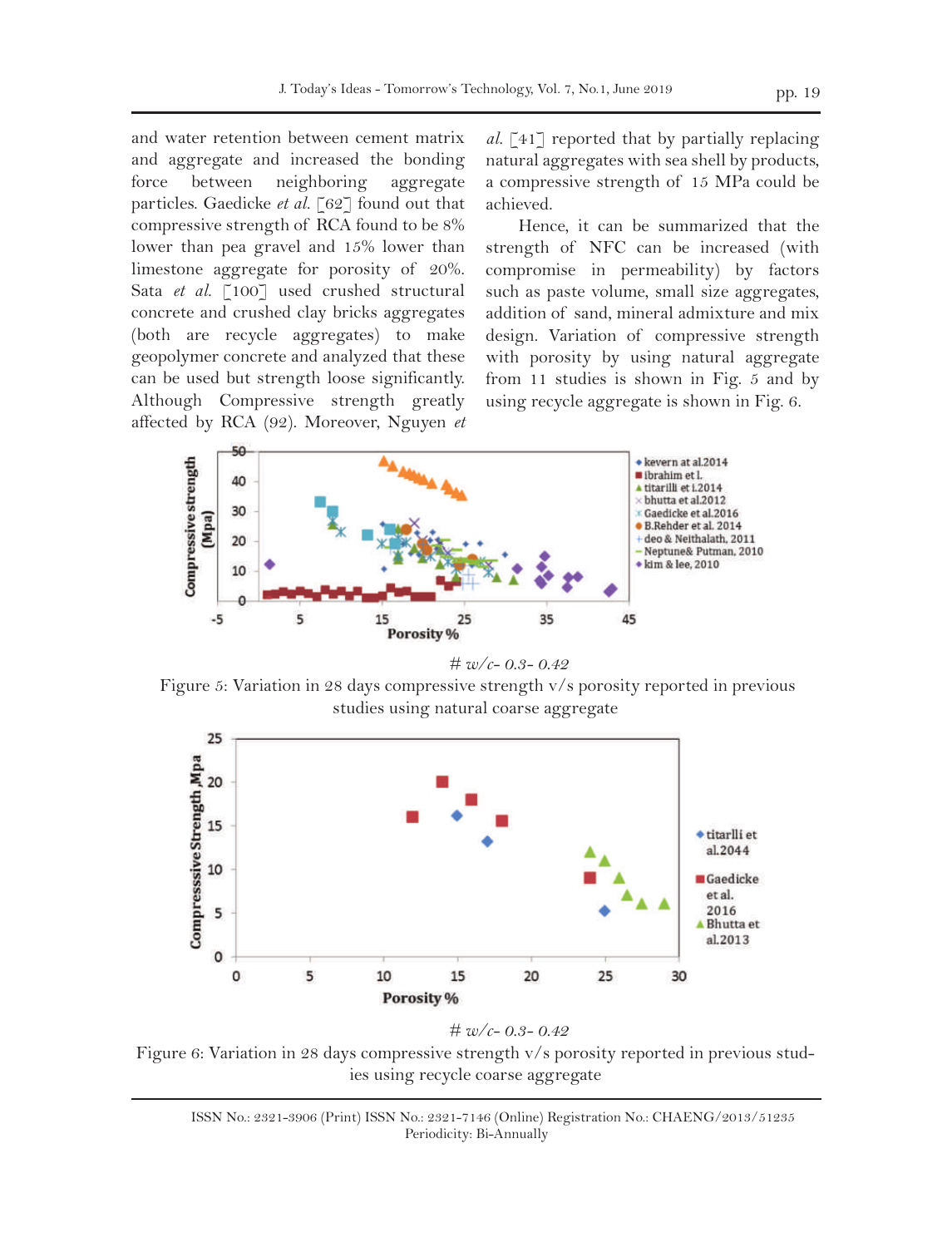and water retention between cement matrix and aggregate and increased the bonding force between neighboring aggregate particles. Gaedicke *et al.* [62] found out that compressive strength of RCA found to be 8% lower than pea gravel and 15% lower than limestone aggregate for porosity of 20%. Sata *et al.* [100] used crushed structural concrete and crushed clay bricks aggregates (both are recycle aggregates) to make geopolymer concrete and analyzed that these can be used but strength loose significantly. Although Compressive strength greatly affected by RCA (92). Moreover, Nguyen *et al.* [41] reported that by partially replacing natural aggregates with sea shell by products, a compressive strength of 15 MPa could be achieved.

Hence, it can be summarized that the strength of NFC can be increased (with compromise in permeability) by factors such as paste volume, small size aggregates, addition of sand, mineral admixture and mix design. Variation of compressive strength with porosity by using natural aggregate from 11 studies is shown in Fig. 5 and by using recycle aggregate is shown in Fig. 6.

Compressive strength (Mpa)

50
40
30
20
10
0

-5
5
15
25
35
45

Porosity %

kevern at al.2014
ibrahim et l.
titarilli et l.2014
bhutta et al.2012
Gaedicke et al.2016
B.Rehder et al. 2014
deo & Neithalath, 2011
Neptune& Putman, 2010
kim & lee, 2010

# w/c- 0.3- 0.42

Figure 5: Variation in 28 days compressive strength v/s porosity reported in previous studies using natural coarse aggregate

Compresssive Strength,Mpa

25
20
15
10
5
0

0
5
10
15
20
25
30

Porosity %

titarlli et al.2044
Gaedicke et al. 2016
Bhutta et al.2013

# w/c- 0.3- 0.42

Figure 6: Variation in 28 days compressive strength v/s porosity reported in previous studies using recycle coarse aggregate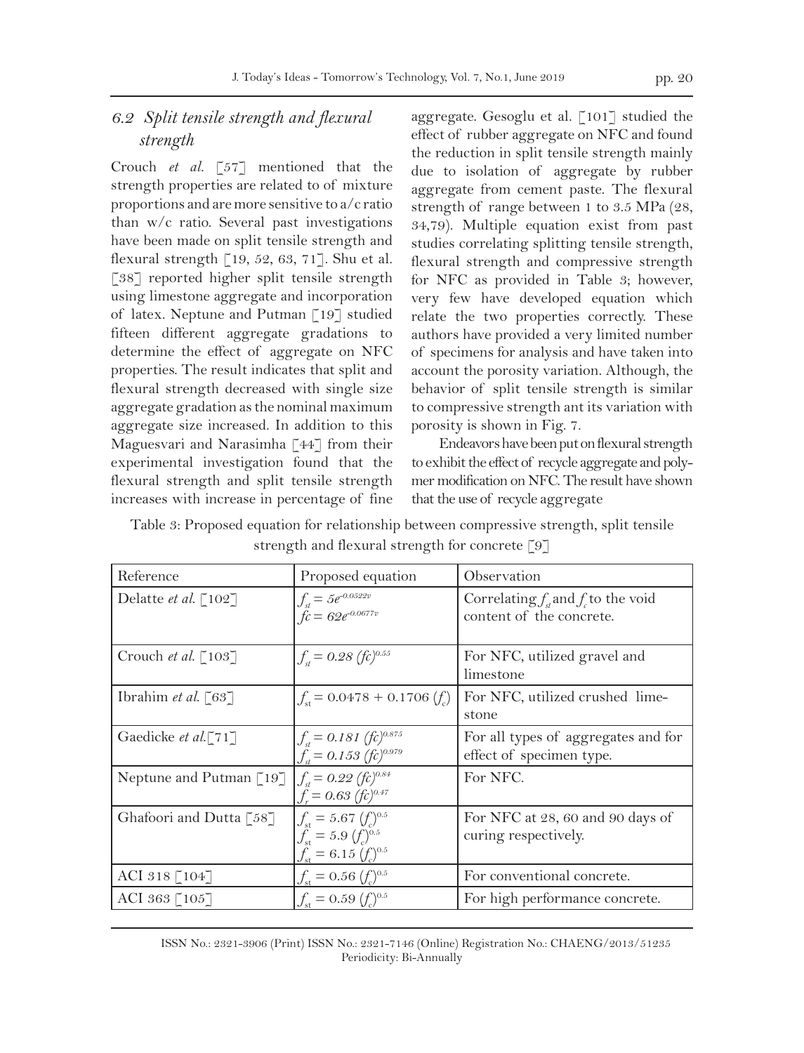## 6.2 *Split tensile strength and flexural strength*

Crouch *et al.* [57] mentioned that the strength properties are related to of mixture proportions and are more sensitive to a/c ratio than w/c ratio. Several past investigations have been made on split tensile strength and flexural strength [19, 52, 63, 71]. Shu et al. [38] reported higher split tensile strength using limestone aggregate and incorporation of latex. Neptune and Putman [19] studied fifteen different aggregate gradations to determine the effect of aggregate on NFC properties. The result indicates that split and flexural strength decreased with single size aggregate gradation as the nominal maximum aggregate size increased. In addition to this Maguesvari and Narasimha [44] from their experimental investigation found that the flexural strength and split tensile strength increases with increase in percentage of fine aggregate. Gesoglu et al. [101] studied the effect of rubber aggregate on NFC and found the reduction in split tensile strength mainly due to isolation of aggregate by rubber aggregate from cement paste. The flexural strength of range between 1 to 3.5 MPa (28, 34,79). Multiple equation exist from past studies correlating splitting tensile strength, flexural strength and compressive strength for NFC as provided in Table 3; however, very few have developed equation which relate the two properties correctly. These authors have provided a very limited number of specimens for analysis and have taken into account the porosity variation. Although, the behavior of split tensile strength is similar to compressive strength ant its variation with porosity is shown in Fig. 7.

Endeavors have been put on flexural strength to exhibit the effect of recycle aggregate and polymer modification on NFC. The result have shown that the use of recycle aggregate

Table 3: Proposed equation for relationship between compressive strength, split tensile strength and flexural strength for concrete [9]

| Reference | Proposed equation | Observation |
|---|---|---|
| Delatte *et al.* [102] | $f_{st} = 5e^{-0.0522v}$ <br> $fc = 62e^{-0.0677v}$ | Correlating $f_{st}$ and $f_c$ to the void content of the concrete. |
| Crouch *et al.* [103] | $f_{st} = 0.28\,(fc)^{0.55}$ | For NFC, utilized gravel and limestone |
| Ibrahim *et al.* [63] | $f_{st} = 0.0478 + 0.1706\,(f_c)$ | For NFC, utilized crushed limestone |
| Gaedicke *et al.*[71] | $f_{st} = 0.181\,(fc)^{0.875}$ <br> $f_{st} = 0.153\,(fc)^{0.979}$ | For all types of aggregates and for effect of specimen type. |
| Neptune and Putman [19] | $f_{st} = 0.22\,(fc)^{0.84}$ <br> $f_r = 0.63\,(fc)^{0.47}$ | For NFC. |
| Ghafoori and Dutta [58] | $f_{st} = 5.67\,(f_c)^{0.5}$ <br> $f_{st} = 5.9\,(f_c)^{0.5}$ <br> $f_{st} = 6.15\,(f_c)^{0.5}$ | For NFC at 28, 60 and 90 days of curing respectively. |
| ACI 318 [104] | $f_{st} = 0.56\,(f_c)^{0.5}$ | For conventional concrete. |
| ACI 363 [105] | $f_{st} = 0.59\,(f_c)^{0.5}$ | For high performance concrete. |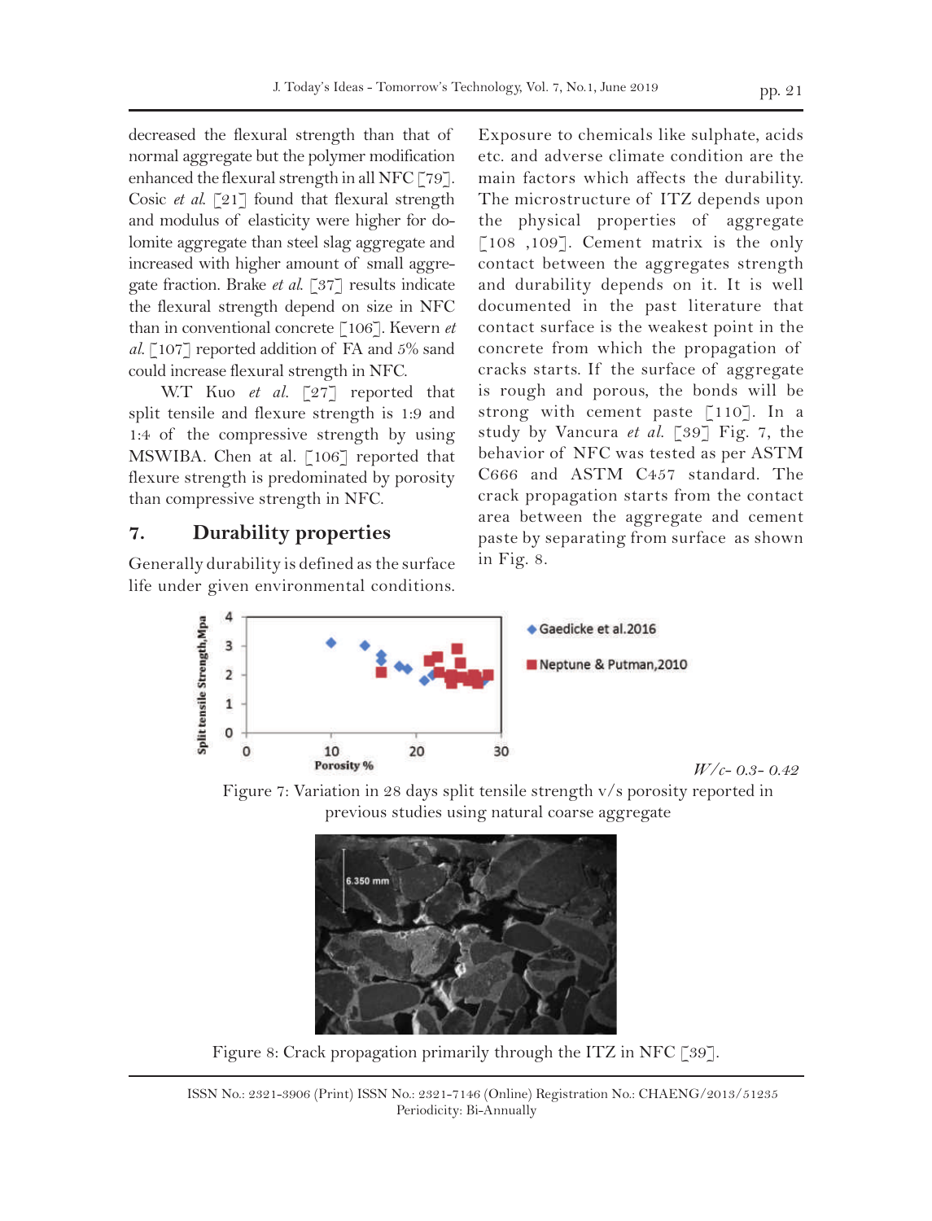decreased the flexural strength than that of normal aggregate but the polymer modification enhanced the flexural strength in all NFC [79]. Cosic *et al.* [21] found that flexural strength and modulus of elasticity were higher for dolomite aggregate than steel slag aggregate and increased with higher amount of small aggregate fraction. Brake *et al.* [37] results indicate the flexural strength depend on size in NFC than in conventional concrete [106]. Kevern *et al.* [107] reported addition of FA and 5% sand could increase flexural strength in NFC.

W.T Kuo *et al.* [27] reported that split tensile and flexure strength is 1:9 and 1:4 of the compressive strength by using MSWIBA. Chen at al. [106] reported that flexure strength is predominated by porosity than compressive strength in NFC.

## 7. Durability properties

Generally durability is defined as the surface life under given environmental conditions. Exposure to chemicals like sulphate, acids etc. and adverse climate condition are the main factors which affects the durability. The microstructure of ITZ depends upon the physical properties of aggregate [108 ,109]. Cement matrix is the only contact between the aggregates strength and durability depends on it. It is well documented in the past literature that contact surface is the weakest point in the concrete from which the propagation of cracks starts. If the surface of aggregate is rough and porous, the bonds will be strong with cement paste [110]. In a study by Vancura *et al.* [39] Fig. 7, the behavior of NFC was tested as per ASTM C666 and ASTM C457 standard. The crack propagation starts from the contact area between the aggregate and cement paste by separating from surface as shown in Fig. 8.

W/c- 0.3- 0.42

Figure 7: Variation in 28 days split tensile strength v/s porosity reported in previous studies using natural coarse aggregate

Figure 8: Crack propagation primarily through the ITZ in NFC [39].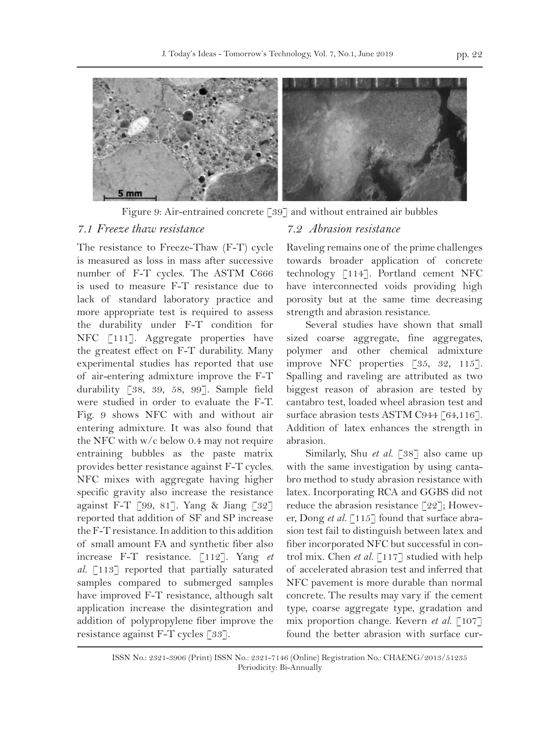Figure 9: Air-entrained concrete [39] and without entrained air bubbles

### 7.1 Freeze thaw resistance

The resistance to Freeze-Thaw (F-T) cycle is measured as loss in mass after successive number of F-T cycles. The ASTM C666 is used to measure F-T resistance due to lack of standard laboratory practice and more appropriate test is required to assess the durability under F-T condition for NFC [111]. Aggregate properties have the greatest effect on F-T durability. Many experimental studies has reported that use of air-entering admixture improve the F-T durability [38, 39, 58, 99]. Sample field were studied in order to evaluate the F-T. Fig. 9 shows NFC with and without air entering admixture. It was also found that the NFC with w/c below 0.4 may not require entraining bubbles as the paste matrix provides better resistance against F-T cycles. NFC mixes with aggregate having higher specific gravity also increase the resistance against F-T [99, 81]. Yang & Jiang [32] reported that addition of SF and SP increase the F-T resistance. In addition to this addition of small amount FA and synthetic fiber also increase F-T resistance. [112]. Yang *et al.* [113] reported that partially saturated samples compared to submerged samples have improved F-T resistance, although salt application increase the disintegration and addition of polypropylene fiber improve the resistance against F-T cycles [33].

### 7.2 Abrasion resistance

Raveling remains one of the prime challenges towards broader application of concrete technology [114]. Portland cement NFC have interconnected voids providing high porosity but at the same time decreasing strength and abrasion resistance.

Several studies have shown that small sized coarse aggregate, fine aggregates, polymer and other chemical admixture improve NFC properties [35, 32, 115]. Spalling and raveling are attributed as two biggest reason of abrasion are tested by cantabro test, loaded wheel abrasion test and surface abrasion tests ASTM C944 [64,116]. Addition of latex enhances the strength in abrasion.

Similarly, Shu *et al.* [38] also came up with the same investigation by using cantabro method to study abrasion resistance with latex. Incorporating RCA and GGBS did not reduce the abrasion resistance [22]; However, Dong *et al.* [115] found that surface abrasion test fail to distinguish between latex and fiber incorporated NFC but successful in control mix. Chen *et al.* [117] studied with help of accelerated abrasion test and inferred that NFC pavement is more durable than normal concrete. The results may vary if the cement type, coarse aggregate type, gradation and mix proportion change. Kevern *et al.* [107] found the better abrasion with surface cur-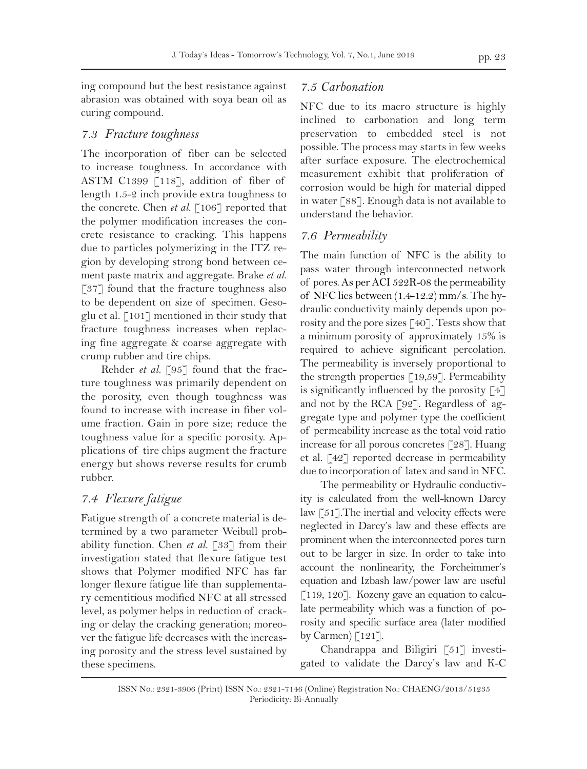ing compound but the best resistance against abrasion was obtained with soya bean oil as curing compound.

### *7.3 Fracture toughness*

The incorporation of fiber can be selected to increase toughness. In accordance with ASTM C1399 [118], addition of fiber of length 1.5-2 inch provide extra toughness to the concrete. Chen *et al.* [106] reported that the polymer modification increases the concrete resistance to cracking. This happens due to particles polymerizing in the ITZ region by developing strong bond between cement paste matrix and aggregate. Brake *et al.* [37] found that the fracture toughness also to be dependent on size of specimen. Gesoglu et al. [101] mentioned in their study that fracture toughness increases when replacing fine aggregate & coarse aggregate with crump rubber and tire chips.

Rehder *et al.* [95] found that the fracture toughness was primarily dependent on the porosity, even though toughness was found to increase with increase in fiber volume fraction. Gain in pore size; reduce the toughness value for a specific porosity. Applications of tire chips augment the fracture energy but shows reverse results for crumb rubber.

### *7.4 Flexure fatigue*

Fatigue strength of a concrete material is determined by a two parameter Weibull probability function. Chen *et al.* [33] from their investigation stated that flexure fatigue test shows that Polymer modified NFC has far longer flexure fatigue life than supplementary cementitious modified NFC at all stressed level, as polymer helps in reduction of cracking or delay the cracking generation; moreover the fatigue life decreases with the increasing porosity and the stress level sustained by these specimens.

### *7.5 Carbonation*

NFC due to its macro structure is highly inclined to carbonation and long term preservation to embedded steel is not possible. The process may starts in few weeks after surface exposure. The electrochemical measurement exhibit that proliferation of corrosion would be high for material dipped in water [88]. Enough data is not available to understand the behavior.

### *7.6 Permeability*

The main function of NFC is the ability to pass water through interconnected network of pores. As per ACI 522R-08 the permeability of NFC lies between (1.4-12.2) mm/s. The hydraulic conductivity mainly depends upon porosity and the pore sizes [40]. Tests show that a minimum porosity of approximately 15% is required to achieve significant percolation. The permeability is inversely proportional to the strength properties [19,59]. Permeability is significantly influenced by the porosity [4] and not by the RCA [92]. Regardless of aggregate type and polymer type the coefficient of permeability increase as the total void ratio increase for all porous concretes [28]. Huang et al. [42] reported decrease in permeability due to incorporation of latex and sand in NFC.

The permeability or Hydraulic conductivity is calculated from the well-known Darcy law [51].The inertial and velocity effects were neglected in Darcy's law and these effects are prominent when the interconnected pores turn out to be larger in size. In order to take into account the nonlinearity, the Forcheimmer's equation and Izbash law/power law are useful [119, 120]. Kozeny gave an equation to calculate permeability which was a function of porosity and specific surface area (later modified by Carmen) [121].

Chandrappa and Biligiri [51] investigated to validate the Darcy's law and K-C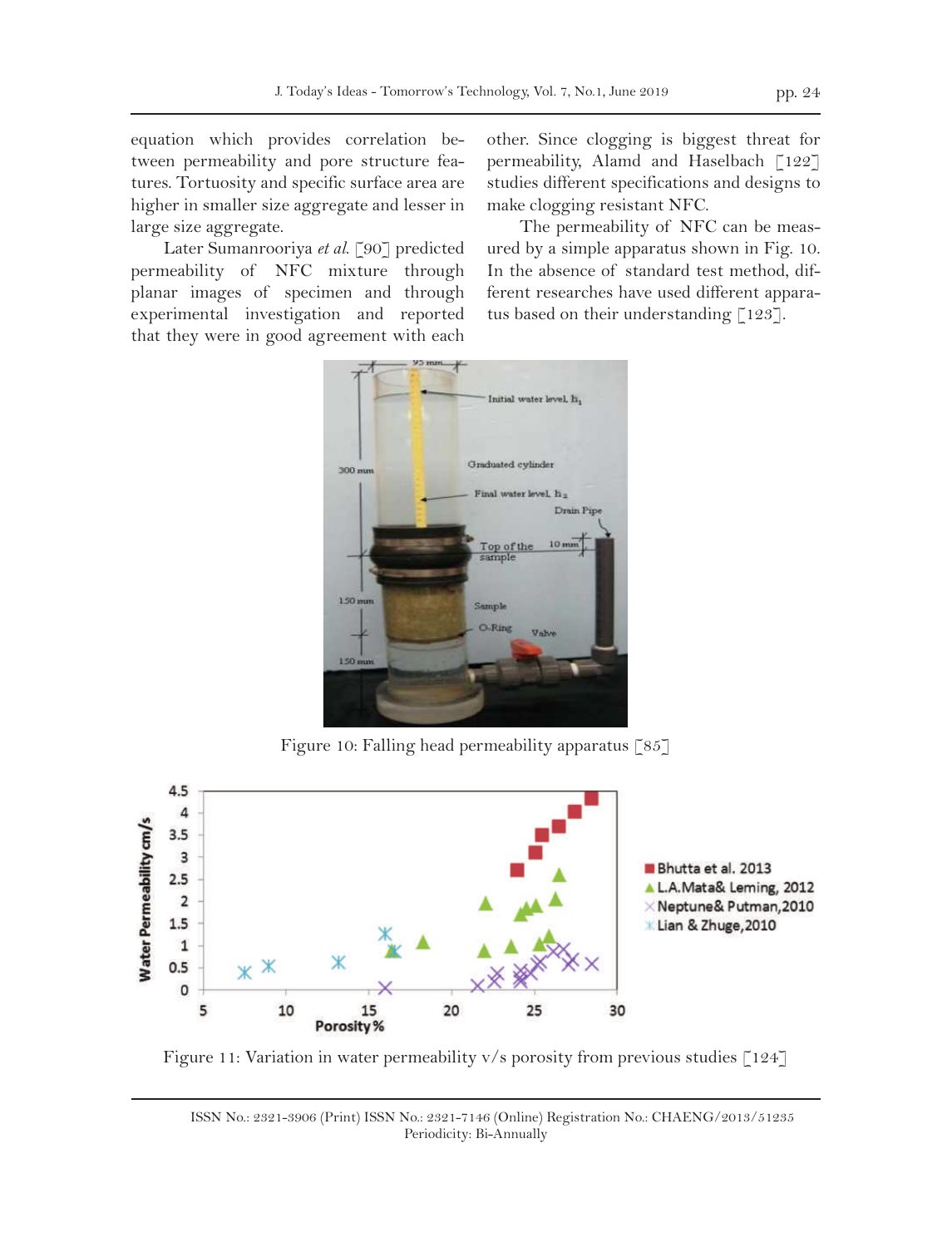equation which provides correlation between permeability and pore structure features. Tortuosity and specific surface area are higher in smaller size aggregate and lesser in large size aggregate.

Later Sumanrooriya *et al.* [90] predicted permeability of NFC mixture through planar images of specimen and through experimental investigation and reported that they were in good agreement with each other. Since clogging is biggest threat for permeability, Alamd and Haselbach [122] studies different specifications and designs to make clogging resistant NFC.

The permeability of NFC can be measured by a simple apparatus shown in Fig. 10. In the absence of standard test method, different researches have used different apparatus based on their understanding [123].

95 mm
Initial water level, $h_1$
Graduated cylinder
300 mm
Final water level, $h_2$
Drain Pipe
Top of the sample
10 mm
150 mm
Sample
O-Ring
Valve
150 mm

Figure 10: Falling head permeability apparatus [85]

Water Permeability cm/s
4.5
4
3.5
3
2.5
2
1.5
1
0.5
0
5
10
15
20
25
30
Porosity %
Bhutta et al. 2013
L.A.Mata& Leming, 2012
Neptune& Putman,2010
Lian & Zhuge,2010

Figure 11: Variation in water permeability v/s porosity from previous studies [124]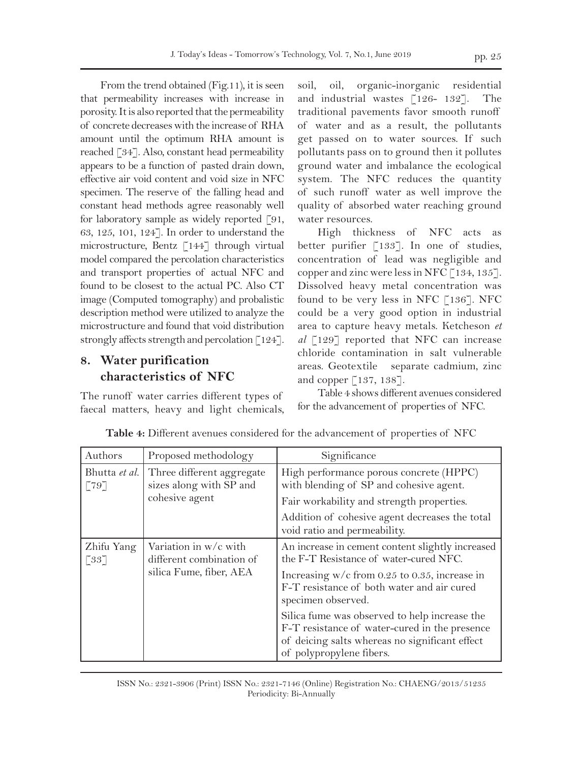From the trend obtained (Fig.11), it is seen that permeability increases with increase in porosity. It is also reported that the permeability of concrete decreases with the increase of RHA amount until the optimum RHA amount is reached [34]. Also, constant head permeability appears to be a function of pasted drain down, effective air void content and void size in NFC specimen. The reserve of the falling head and constant head methods agree reasonably well for laboratory sample as widely reported [91, 63, 125, 101, 124]. In order to understand the microstructure, Bentz [144] through virtual model compared the percolation characteristics and transport properties of actual NFC and found to be closest to the actual PC. Also CT image (Computed tomography) and probalistic description method were utilized to analyze the microstructure and found that void distribution strongly affects strength and percolation [124].

## 8. Water purification characteristics of NFC

The runoff water carries different types of faecal matters, heavy and light chemicals, soil, oil, organic-inorganic residential and industrial wastes [126- 132]. The traditional pavements favor smooth runoff of water and as a result, the pollutants get passed on to water sources. If such pollutants pass on to ground then it pollutes ground water and imbalance the ecological system. The NFC reduces the quantity of such runoff water as well improve the quality of absorbed water reaching ground water resources.

High thickness of NFC acts as better purifier [133]. In one of studies, concentration of lead was negligible and copper and zinc were less in NFC [134, 135]. Dissolved heavy metal concentration was found to be very less in NFC [136]. NFC could be a very good option in industrial area to capture heavy metals. Ketcheson *et al* [129] reported that NFC can increase chloride contamination in salt vulnerable areas. Geotextile separate cadmium, zinc and copper [137, 138].

Table 4 shows different avenues considered for the advancement of properties of NFC.

**Table 4:** Different avenues considered for the advancement of properties of NFC

| Authors | Proposed methodology | Significance |
|---|---|---|
| Bhutta *et al.* [79] | Three different aggregate sizes along with SP and cohesive agent | High performance porous concrete (HPPC) with blending of SP and cohesive agent. |
| | | Fair workability and strength properties. |
| | | Addition of cohesive agent decreases the total void ratio and permeability. |
| Zhifu Yang [33] | Variation in w/c with different combination of silica Fume, fiber, AEA | An increase in cement content slightly increased the F-T Resistance of water-cured NFC. |
| | | Increasing w/c from 0.25 to 0.35, increase in F-T resistance of both water and air cured specimen observed. |
| | | Silica fume was observed to help increase the F-T resistance of water-cured in the presence of deicing salts whereas no significant effect of polypropylene fibers. |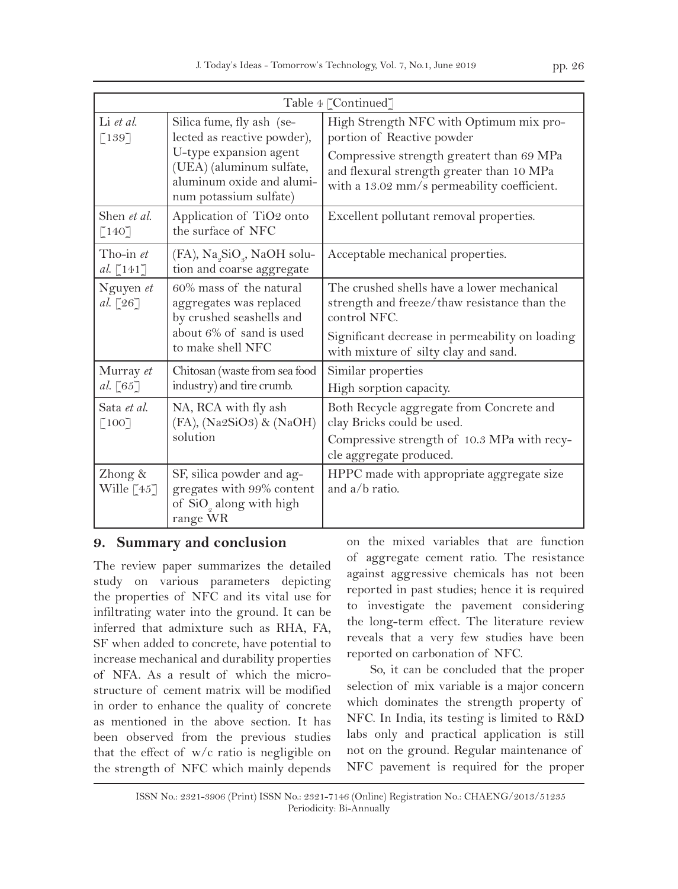| Table 4 [Continued] | | |
|---|---|---|
| Li *et al.* [139] | Silica fume, fly ash (selected as reactive powder), U-type expansion agent (UEA) (aluminum sulfate, aluminum oxide and aluminum potassium sulfate) | High Strength NFC with Optimum mix proportion of Reactive powder<br>Compressive strength greatert than 69 MPa and flexural strength greater than 10 MPa with a 13.02 mm/s permeability coefficient. |
| Shen *et al.* [140] | Application of TiO2 onto the surface of NFC | Excellent pollutant removal properties. |
| Tho-in *et al.* [141] | (FA), $Na_2SiO_3$, NaOH solution and coarse aggregate | Acceptable mechanical properties. |
| Nguyen *et al.* [26] | 60% mass of the natural aggregates was replaced by crushed seashells and about 6% of sand is used to make shell NFC | The crushed shells have a lower mechanical strength and freeze/thaw resistance than the control NFC.<br>Significant decrease in permeability on loading with mixture of silty clay and sand. |
| Murray *et al.* [65] | Chitosan (waste from sea food industry) and tire crumb. | Similar properties<br>High sorption capacity. |
| Sata *et al.* [100] | NA, RCA with fly ash (FA), (Na2SiO3) & (NaOH) solution | Both Recycle aggregate from Concrete and clay Bricks could be used.<br>Compressive strength of 10.3 MPa with recycle aggregate produced. |
| Zhong & Wille [45] | SF, silica powder and aggregates with 99% content of $SiO_2$ along with high range WR | HPPC made with appropriate aggregate size and a/b ratio. |

## 9. Summary and conclusion

The review paper summarizes the detailed study on various parameters depicting the properties of NFC and its vital use for infiltrating water into the ground. It can be inferred that admixture such as RHA, FA, SF when added to concrete, have potential to increase mechanical and durability properties of NFA. As a result of which the microstructure of cement matrix will be modified in order to enhance the quality of concrete as mentioned in the above section. It has been observed from the previous studies that the effect of w/c ratio is negligible on the strength of NFC which mainly depends on the mixed variables that are function of aggregate cement ratio. The resistance against aggressive chemicals has not been reported in past studies; hence it is required to investigate the pavement considering the long-term effect. The literature review reveals that a very few studies have been reported on carbonation of NFC.

So, it can be concluded that the proper selection of mix variable is a major concern which dominates the strength property of NFC. In India, its testing is limited to R&D labs only and practical application is still not on the ground. Regular maintenance of NFC pavement is required for the proper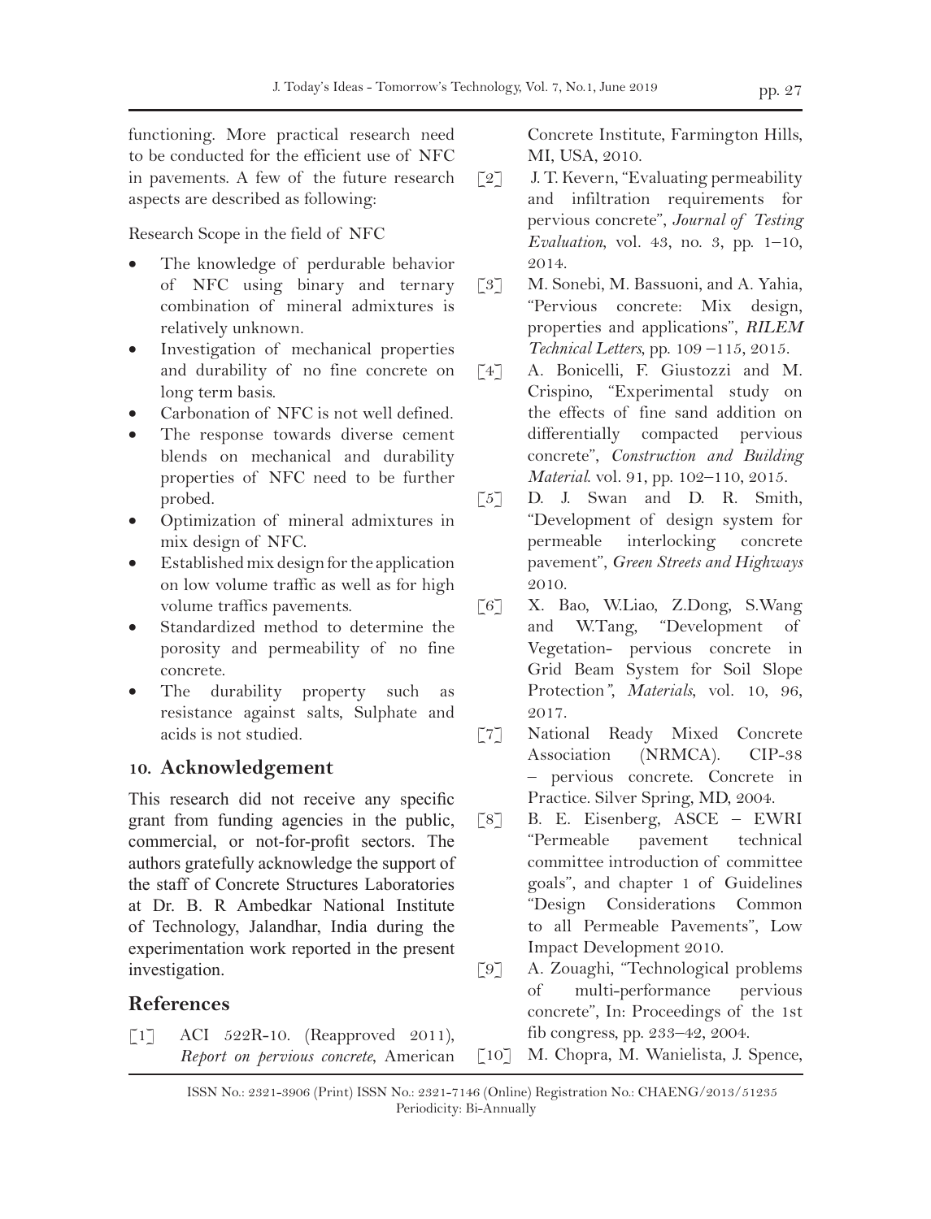functioning. More practical research need to be conducted for the efficient use of NFC in pavements. A few of the future research aspects are described as following:

Research Scope in the field of NFC

- The knowledge of perdurable behavior of NFC using binary and ternary combination of mineral admixtures is relatively unknown.
- Investigation of mechanical properties and durability of no fine concrete on long term basis.
- Carbonation of NFC is not well defined.
- The response towards diverse cement blends on mechanical and durability properties of NFC need to be further probed.
- Optimization of mineral admixtures in mix design of NFC.
- Established mix design for the application on low volume traffic as well as for high volume traffics pavements.
- Standardized method to determine the porosity and permeability of no fine concrete.
- The durability property such as resistance against salts, Sulphate and acids is not studied.

## 10. Acknowledgement

This research did not receive any specific grant from funding agencies in the public, commercial, or not-for-profit sectors. The authors gratefully acknowledge the support of the staff of Concrete Structures Laboratories at Dr. B. R Ambedkar National Institute of Technology, Jalandhar, India during the experimentation work reported in the present investigation.

## References

[1] ACI 522R-10. (Reapproved 2011), *Report on pervious concrete*, American Concrete Institute, Farmington Hills, MI, USA, 2010.

[2] J. T. Kevern, "Evaluating permeability and infiltration requirements for pervious concrete", *Journal of Testing Evaluation*, vol. 43, no. 3, pp. 1–10, 2014.

[3] M. Sonebi, M. Bassuoni, and A. Yahia, "Pervious concrete: Mix design, properties and applications", *RILEM Technical Letters*, pp. 109 –115, 2015.

[4] A. Bonicelli, F. Giustozzi and M. Crispino, "Experimental study on the effects of fine sand addition on differentially compacted pervious concrete", *Construction and Building Material*. vol. 91, pp. 102–110, 2015.

[5] D. J. Swan and D. R. Smith, "Development of design system for permeable interlocking concrete pavement", *Green Streets and Highways* 2010.

[6] X. Bao, W.Liao, Z.Dong, S.Wang and W.Tang, "Development of Vegetation- pervious concrete in Grid Beam System for Soil Slope Protection", *Materials*, vol. 10, 96, 2017.

[7] National Ready Mixed Concrete Association (NRMCA). CIP-38 – pervious concrete. Concrete in Practice. Silver Spring, MD, 2004.

[8] B. E. Eisenberg, ASCE – EWRI "Permeable pavement technical committee introduction of committee goals", and chapter 1 of Guidelines "Design Considerations Common to all Permeable Pavements", Low Impact Development 2010.

[9] A. Zouaghi, "Technological problems of multi-performance pervious concrete", In: Proceedings of the 1st fib congress, pp. 233–42, 2004.

[10] M. Chopra, M. Wanielista, J. Spence,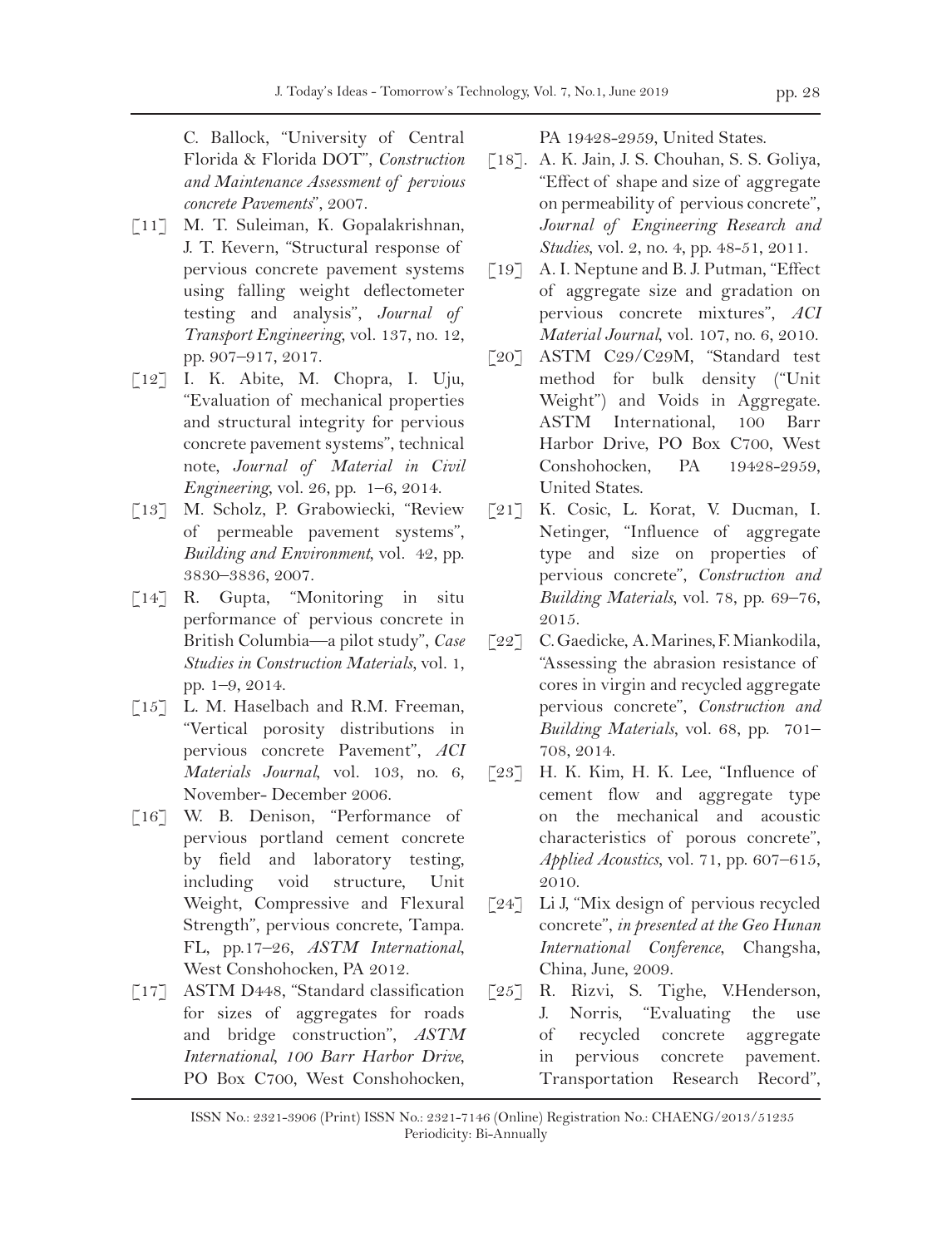C. Ballock, "University of Central Florida & Florida DOT", *Construction and Maintenance Assessment of pervious concrete Pavements*", 2007.

[11] M. T. Suleiman, K. Gopalakrishnan, J. T. Kevern, "Structural response of pervious concrete pavement systems using falling weight deflectometer testing and analysis", *Journal of Transport Engineering*, vol. 137, no. 12, pp. 907–917, 2017.

[12] I. K. Abite, M. Chopra, I. Uju, "Evaluation of mechanical properties and structural integrity for pervious concrete pavement systems", technical note, *Journal of Material in Civil Engineering*, vol. 26, pp. 1–6, 2014.

[13] M. Scholz, P. Grabowiecki, "Review of permeable pavement systems", *Building and Environment*, vol. 42, pp. 3830–3836, 2007.

[14] R. Gupta, "Monitoring in situ performance of pervious concrete in British Columbia—a pilot study", *Case Studies in Construction Materials*, vol. 1, pp. 1–9, 2014.

[15] L. M. Haselbach and R.M. Freeman, "Vertical porosity distributions in pervious concrete Pavement", *ACI Materials Journal*, vol. 103, no. 6, November- December 2006.

[16] W. B. Denison, "Performance of pervious portland cement concrete by field and laboratory testing, including void structure, Unit Weight, Compressive and Flexural Strength", pervious concrete, Tampa. FL, pp.17–26, *ASTM International*, West Conshohocken, PA 2012.

[17] ASTM D448, "Standard classification for sizes of aggregates for roads and bridge construction", *ASTM International*, *100 Barr Harbor Drive*, PO Box C700, West Conshohocken, PA 19428-2959, United States.

[18]. A. K. Jain, J. S. Chouhan, S. S. Goliya, "Effect of shape and size of aggregate on permeability of pervious concrete", *Journal of Engineering Research and Studies*, vol. 2, no. 4, pp. 48-51, 2011.

[19] A. I. Neptune and B. J. Putman, "Effect of aggregate size and gradation on pervious concrete mixtures", *ACI Material Journal*, vol. 107, no. 6, 2010.

[20] ASTM C29/C29M, "Standard test method for bulk density ("Unit Weight") and Voids in Aggregate. ASTM International, 100 Barr Harbor Drive, PO Box C700, West Conshohocken, PA 19428-2959, United States.

[21] K. Cosic, L. Korat, V. Ducman, I. Netinger, "Influence of aggregate type and size on properties of pervious concrete", *Construction and Building Materials*, vol. 78, pp. 69–76, 2015.

[22] C. Gaedicke, A. Marines, F. Miankodila, "Assessing the abrasion resistance of cores in virgin and recycled aggregate pervious concrete", *Construction and Building Materials*, vol. 68, pp. 701–708, 2014.

[23] H. K. Kim, H. K. Lee, "Influence of cement flow and aggregate type on the mechanical and acoustic characteristics of porous concrete", *Applied Acoustics*, vol. 71, pp. 607–615, 2010.

[24] Li J, "Mix design of pervious recycled concrete", *in presented at the Geo Hunan International Conference*, Changsha, China, June, 2009.

[25] R. Rizvi, S. Tighe, V.Henderson, J. Norris, "Evaluating the use of recycled concrete aggregate in pervious concrete pavement. Transportation Research Record",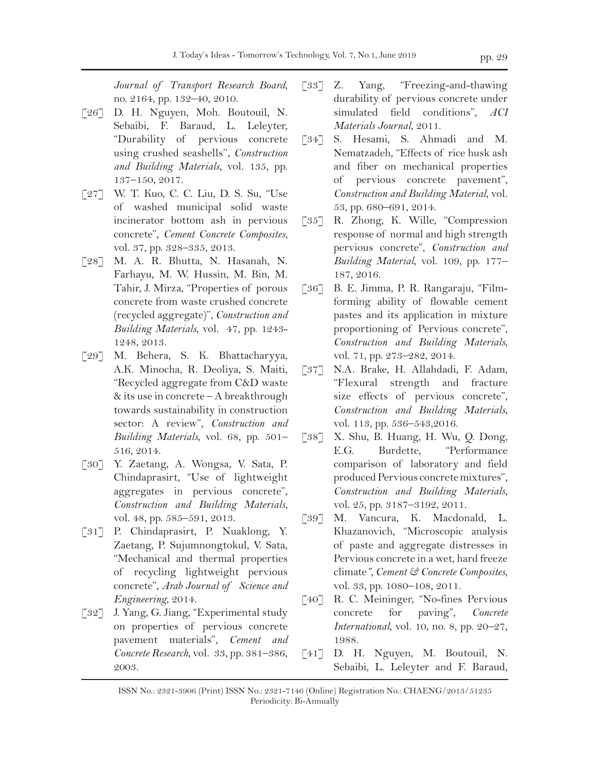*Journal of Transport Research Board*, no. 2164, pp. 132–40, 2010.

[26] D. H. Nguyen, Moh. Boutouil, N. Sebaibi, F. Baraud, L. Leleyter, "Durability of pervious concrete using crushed seashells", *Construction and Building Materials*, vol. 135, pp. 137–150, 2017.

[27] W. T. Kuo, C. C. Liu, D. S. Su, "Use of washed municipal solid waste incinerator bottom ash in pervious concrete", *Cement Concrete Composites*, vol. 37, pp. 328–335, 2013.

[28] M. A. R. Bhutta, N. Hasanah, N. Farhayu, M. W. Hussin, M. Bin, M. Tahir, J. Mirza, "Properties of porous concrete from waste crushed concrete (recycled aggregate)", *Construction and Building Materials*, vol. 47, pp. 1243-1248, 2013.

[29] M. Behera, S. K. Bhattacharyya, A.K. Minocha, R. Deoliya, S. Maiti, "Recycled aggregate from C&D waste & its use in concrete – A breakthrough towards sustainability in construction sector: A review", *Construction and Building Materials*, vol. 68, pp. 501–516, 2014.

[30] Y. Zaetang, A. Wongsa, V. Sata, P. Chindaprasirt, "Use of lightweight aggregates in pervious concrete", *Construction and Building Materials*, vol. 48, pp. 585–591, 2013.

[31] P. Chindaprasirt, P. Nuaklong, Y. Zaetang, P. Sujumnongtokul, V. Sata, "Mechanical and thermal properties of recycling lightweight pervious concrete", *Arab Journal of Science and Engineering*, 2014.

[32] J. Yang, G. Jiang, "Experimental study on properties of pervious concrete pavement materials", *Cement and Concrete Research*, vol. 33, pp. 381–386, 2003.

[33] Z. Yang, "Freezing-and-thawing durability of pervious concrete under simulated field conditions", *ACI Materials Journal*, 2011.

[34] S. Hesami, S. Ahmadi and M. Nematzadeh, "Effects of rice husk ash and fiber on mechanical properties of pervious concrete pavement", *Construction and Building Material*, vol. 53, pp. 680–691, 2014.

[35] R. Zhong, K. Wille, "Compression response of normal and high strength pervious concrete", *Construction and Building Material*, vol. 109, pp. 177–187, 2016.

[36] B. E. Jimma, P. R. Rangaraju, "Film-forming ability of flowable cement pastes and its application in mixture proportioning of Pervious concrete", *Construction and Building Materials*, vol. 71, pp. 273–282, 2014.

[37] N.A. Brake, H. Allahdadi, F. Adam, "Flexural strength and fracture size effects of pervious concrete", *Construction and Building Materials*, vol. 113, pp. 536–543,2016.

[38] X. Shu, B. Huang, H. Wu, Q. Dong, E.G. Burdette, "Performance comparison of laboratory and field produced Pervious concrete mixtures", *Construction and Building Materials*, vol. 25, pp. 3187–3192, 2011.

[39] M. Vancura, K. Macdonald, L. Khazanovich, "Microscopic analysis of paste and aggregate distresses in Pervious concrete in a wet, hard freeze climate", *Cement & Concrete Composites*, vol. 33, pp. 1080–108, 2011.

[40] R. C. Meininger, "No-fines Pervious concrete for paving", *Concrete International*, vol. 10, no. 8, pp. 20–27, 1988.

[41] D. H. Nguyen, M. Boutouil, N. Sebaibi, L. Leleyter and F. Baraud,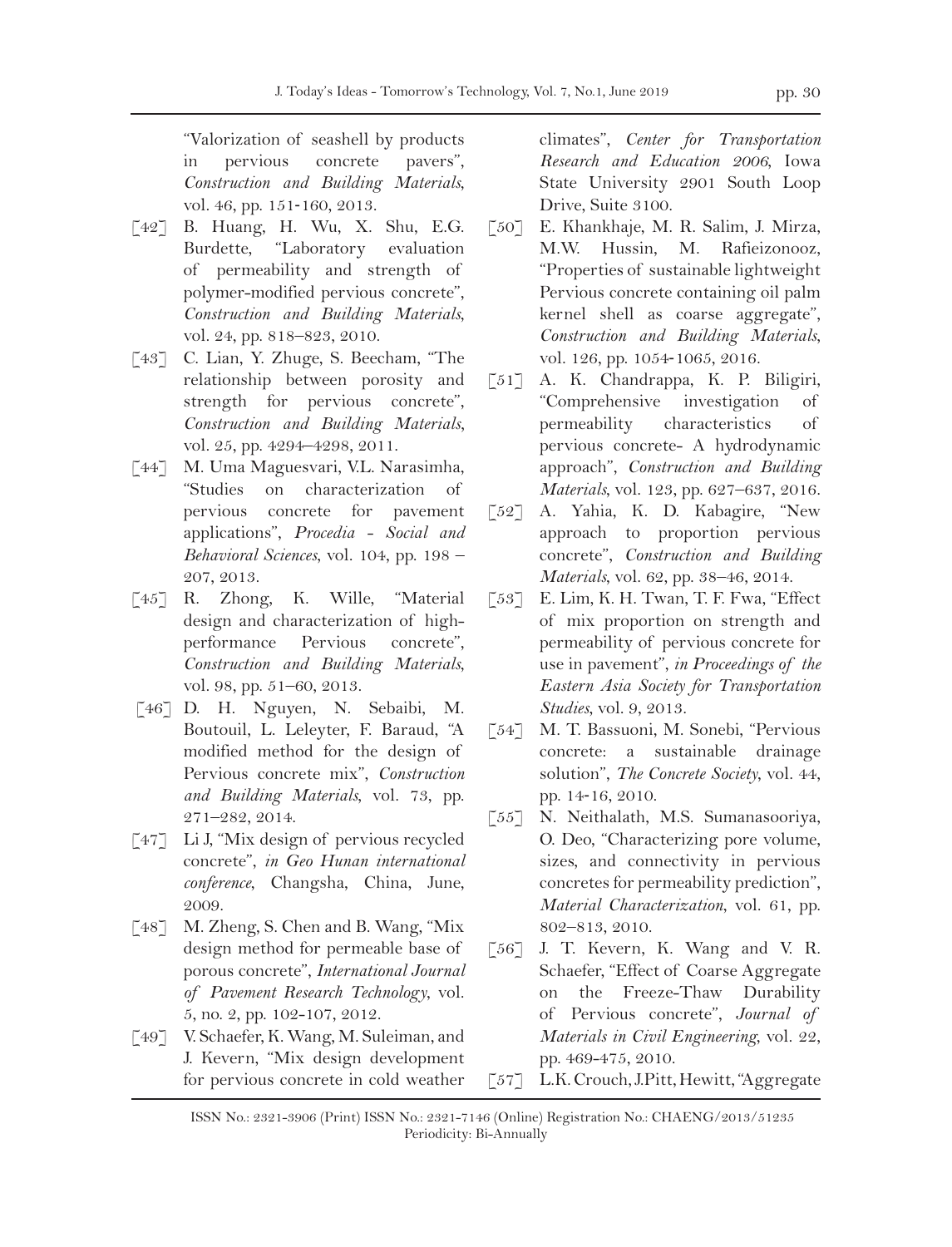"Valorization of seashell by products in pervious concrete pavers", *Construction and Building Materials*, vol. 46, pp. 151-160, 2013.

[42] B. Huang, H. Wu, X. Shu, E.G. Burdette, "Laboratory evaluation of permeability and strength of polymer-modified pervious concrete", *Construction and Building Materials*, vol. 24, pp. 818–823, 2010.

[43] C. Lian, Y. Zhuge, S. Beecham, "The relationship between porosity and strength for pervious concrete", *Construction and Building Materials*, vol. 25, pp. 4294–4298, 2011.

[44] M. Uma Maguesvari, V.L. Narasimha, "Studies on characterization of pervious concrete for pavement applications", *Procedia - Social and Behavioral Sciences*, vol. 104, pp. 198 – 207, 2013.

[45] R. Zhong, K. Wille, "Material design and characterization of high-performance Pervious concrete", *Construction and Building Materials*, vol. 98, pp. 51–60, 2013.

[46] D. H. Nguyen, N. Sebaibi, M. Boutouil, L. Leleyter, F. Baraud, "A modified method for the design of Pervious concrete mix", *Construction and Building Materials*, vol. 73, pp. 271–282, 2014.

[47] Li J, "Mix design of pervious recycled concrete", *in Geo Hunan international conference*, Changsha, China, June, 2009.

[48] M. Zheng, S. Chen and B. Wang, "Mix design method for permeable base of porous concrete", *International Journal of Pavement Research Technology*, vol. 5, no. 2, pp. 102-107, 2012.

[49] V. Schaefer, K. Wang, M. Suleiman, and J. Kevern, "Mix design development for pervious concrete in cold weather climates", *Center for Transportation Research and Education 2006*, Iowa State University 2901 South Loop Drive, Suite 3100.

[50] E. Khankhaje, M. R. Salim, J. Mirza, M.W. Hussin, M. Rafieizonooz, "Properties of sustainable lightweight Pervious concrete containing oil palm kernel shell as coarse aggregate", *Construction and Building Materials*, vol. 126, pp. 1054-1065, 2016.

[51] A. K. Chandrappa, K. P. Biligiri, "Comprehensive investigation of permeability characteristics of pervious concrete- A hydrodynamic approach", *Construction and Building Materials*, vol. 123, pp. 627–637, 2016.

[52] A. Yahia, K. D. Kabagire, "New approach to proportion pervious concrete", *Construction and Building Materials*, vol. 62, pp. 38–46, 2014.

[53] E. Lim, K. H. Twan, T. F. Fwa, "Effect of mix proportion on strength and permeability of pervious concrete for use in pavement", *in Proceedings of the Eastern Asia Society for Transportation Studies*, vol. 9, 2013.

[54] M. T. Bassuoni, M. Sonebi, "Pervious concrete: a sustainable drainage solution", *The Concrete Society*, vol. 44, pp. 14-16, 2010.

[55] N. Neithalath, M.S. Sumanasooriya, O. Deo, "Characterizing pore volume, sizes, and connectivity in pervious concretes for permeability prediction", *Material Characterization*, vol. 61, pp. 802–813, 2010.

[56] J. T. Kevern, K. Wang and V. R. Schaefer, "Effect of Coarse Aggregate on the Freeze-Thaw Durability of Pervious concrete", *Journal of Materials in Civil Engineering*, vol. 22, pp. 469-475, 2010.

[57] L.K. Crouch, J.Pitt, Hewitt, "Aggregate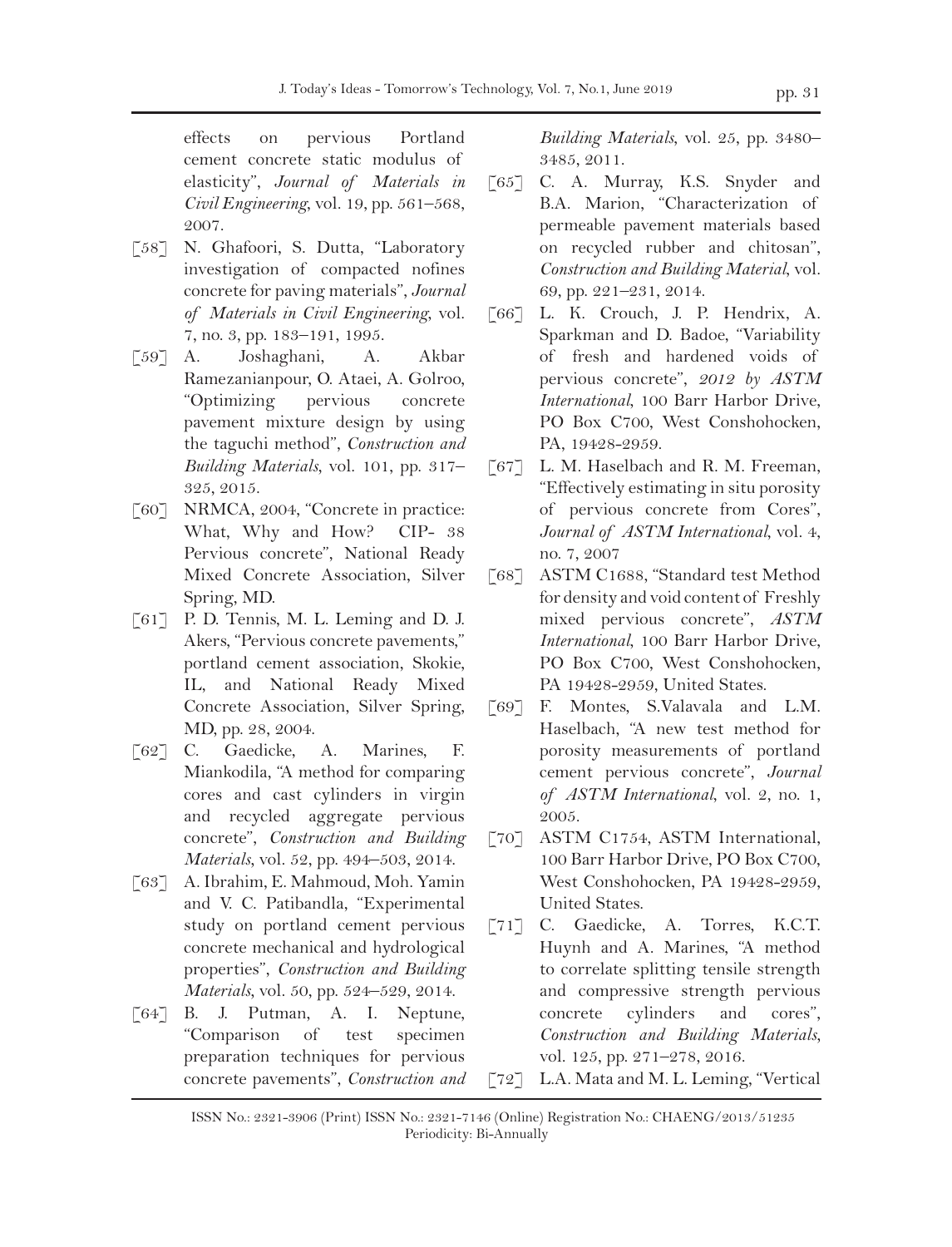effects on pervious Portland cement concrete static modulus of elasticity", *Journal of Materials in Civil Engineering*, vol. 19, pp. 561–568, 2007.

[58] N. Ghafoori, S. Dutta, "Laboratory investigation of compacted nofines concrete for paving materials", *Journal of Materials in Civil Engineering*, vol. 7, no. 3, pp. 183–191, 1995.

[59] A. Joshaghani, A. Akbar Ramezanianpour, O. Ataei, A. Golroo, "Optimizing pervious concrete pavement mixture design by using the taguchi method", *Construction and Building Materials*, vol. 101, pp. 317–325, 2015.

[60] NRMCA, 2004, "Concrete in practice: What, Why and How? CIP- 38 Pervious concrete", National Ready Mixed Concrete Association, Silver Spring, MD.

[61] P. D. Tennis, M. L. Leming and D. J. Akers, "Pervious concrete pavements," portland cement association, Skokie, IL, and National Ready Mixed Concrete Association, Silver Spring, MD, pp. 28, 2004.

[62] C. Gaedicke, A. Marines, F. Miankodila, "A method for comparing cores and cast cylinders in virgin and recycled aggregate pervious concrete", *Construction and Building Materials*, vol. 52, pp. 494–503, 2014.

[63] A. Ibrahim, E. Mahmoud, Moh. Yamin and V. C. Patibandla, "Experimental study on portland cement pervious concrete mechanical and hydrological properties", *Construction and Building Materials*, vol. 50, pp. 524–529, 2014.

[64] B. J. Putman, A. I. Neptune, "Comparison of test specimen preparation techniques for pervious concrete pavements", *Construction and Building Materials*, vol. 25, pp. 3480–3485, 2011.

[65] C. A. Murray, K.S. Snyder and B.A. Marion, "Characterization of permeable pavement materials based on recycled rubber and chitosan", *Construction and Building Material*, vol. 69, pp. 221–231, 2014.

[66] L. K. Crouch, J. P. Hendrix, A. Sparkman and D. Badoe, "Variability of fresh and hardened voids of pervious concrete", *2012 by ASTM International*, 100 Barr Harbor Drive, PO Box C700, West Conshohocken, PA, 19428-2959.

[67] L. M. Haselbach and R. M. Freeman, "Effectively estimating in situ porosity of pervious concrete from Cores", *Journal of ASTM International*, vol. 4, no. 7, 2007

[68] ASTM C1688, "Standard test Method for density and void content of Freshly mixed pervious concrete", *ASTM International*, 100 Barr Harbor Drive, PO Box C700, West Conshohocken, PA 19428-2959, United States.

[69] F. Montes, S.Valavala and L.M. Haselbach, "A new test method for porosity measurements of portland cement pervious concrete", *Journal of ASTM International*, vol. 2, no. 1, 2005.

[70] ASTM C1754, ASTM International, 100 Barr Harbor Drive, PO Box C700, West Conshohocken, PA 19428-2959, United States.

[71] C. Gaedicke, A. Torres, K.C.T. Huynh and A. Marines, "A method to correlate splitting tensile strength and compressive strength pervious concrete cylinders and cores", *Construction and Building Materials*, vol. 125, pp. 271–278, 2016.

[72] L.A. Mata and M. L. Leming, "Vertical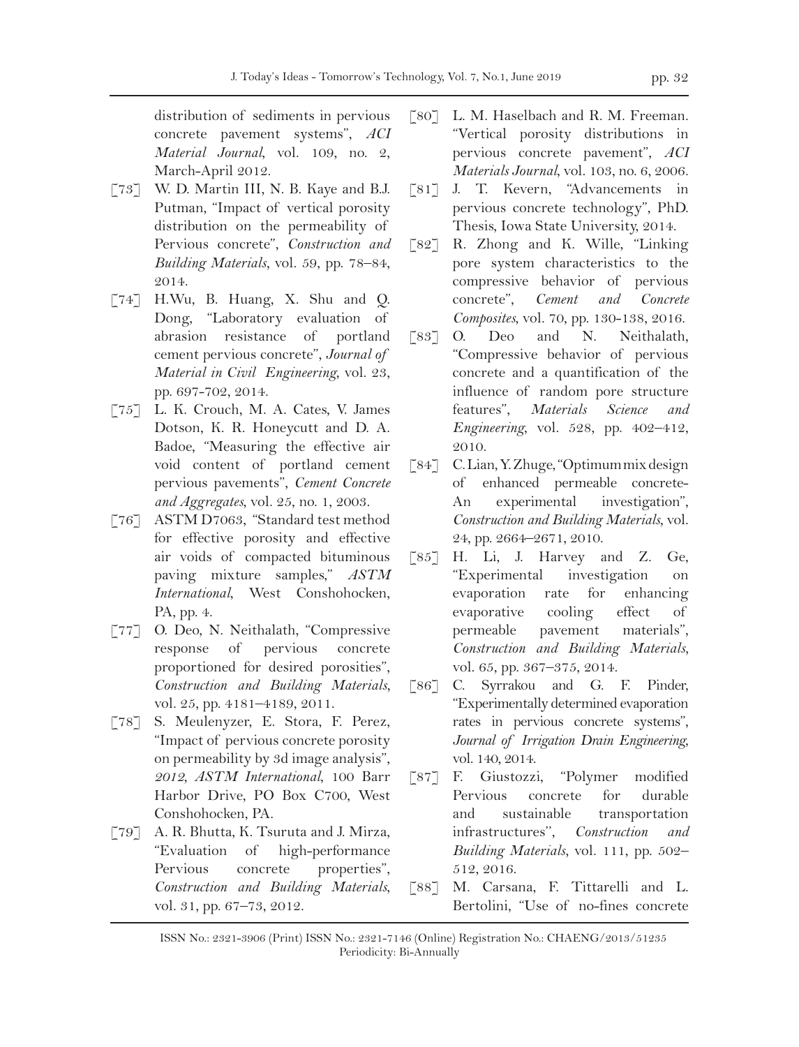distribution of sediments in pervious concrete pavement systems", *ACI Material Journal*, vol. 109, no. 2, March-April 2012.

[73] W. D. Martin III, N. B. Kaye and B.J. Putman, "Impact of vertical porosity distribution on the permeability of Pervious concrete", *Construction and Building Materials*, vol. 59, pp. 78–84, 2014.

[74] H.Wu, B. Huang, X. Shu and Q. Dong, "Laboratory evaluation of abrasion resistance of portland cement pervious concrete", *Journal of Material in Civil Engineering*, vol. 23, pp. 697-702, 2014.

[75] L. K. Crouch, M. A. Cates, V. James Dotson, K. R. Honeycutt and D. A. Badoe, "Measuring the effective air void content of portland cement pervious pavements", *Cement Concrete and Aggregates*, vol. 25, no. 1, 2003.

[76] ASTM D7063, "Standard test method for effective porosity and effective air voids of compacted bituminous paving mixture samples," *ASTM International*, West Conshohocken, PA, pp. 4.

[77] O. Deo, N. Neithalath, "Compressive response of pervious concrete proportioned for desired porosities", *Construction and Building Materials*, vol. 25, pp. 4181–4189, 2011.

[78] S. Meulenyzer, E. Stora, F. Perez, "Impact of pervious concrete porosity on permeability by 3d image analysis", *2012, ASTM International*, 100 Barr Harbor Drive, PO Box C700, West Conshohocken, PA.

[79] A. R. Bhutta, K. Tsuruta and J. Mirza, "Evaluation of high-performance Pervious concrete properties", *Construction and Building Materials*, vol. 31, pp. 67–73, 2012.

[80] L. M. Haselbach and R. M. Freeman. "Vertical porosity distributions in pervious concrete pavement", *ACI Materials Journal*, vol. 103, no. 6, 2006.

[81] J. T. Kevern, "Advancements in pervious concrete technology", PhD. Thesis, Iowa State University, 2014.

[82] R. Zhong and K. Wille, "Linking pore system characteristics to the compressive behavior of pervious concrete", *Cement and Concrete Composites*, vol. 70, pp. 130-138, 2016.

[83] O. Deo and N. Neithalath, "Compressive behavior of pervious concrete and a quantification of the influence of random pore structure features", *Materials Science and Engineering*, vol. 528, pp. 402–412, 2010.

[84] C. Lian, Y. Zhuge, "Optimum mix design of enhanced permeable concrete- An experimental investigation", *Construction and Building Materials*, vol. 24, pp. 2664–2671, 2010.

[85] H. Li, J. Harvey and Z. Ge, "Experimental investigation on evaporation rate for enhancing evaporative cooling effect of permeable pavement materials", *Construction and Building Materials*, vol. 65, pp. 367–375, 2014.

[86] C. Syrrakou and G. F. Pinder, "Experimentally determined evaporation rates in pervious concrete systems", *Journal of Irrigation Drain Engineering*, vol. 140, 2014.

[87] F. Giustozzi, "Polymer modified Pervious concrete for durable and sustainable transportation infrastructures", *Construction and Building Materials*, vol. 111, pp. 502–512, 2016.

[88] M. Carsana, F. Tittarelli and L. Bertolini, "Use of no-fines concrete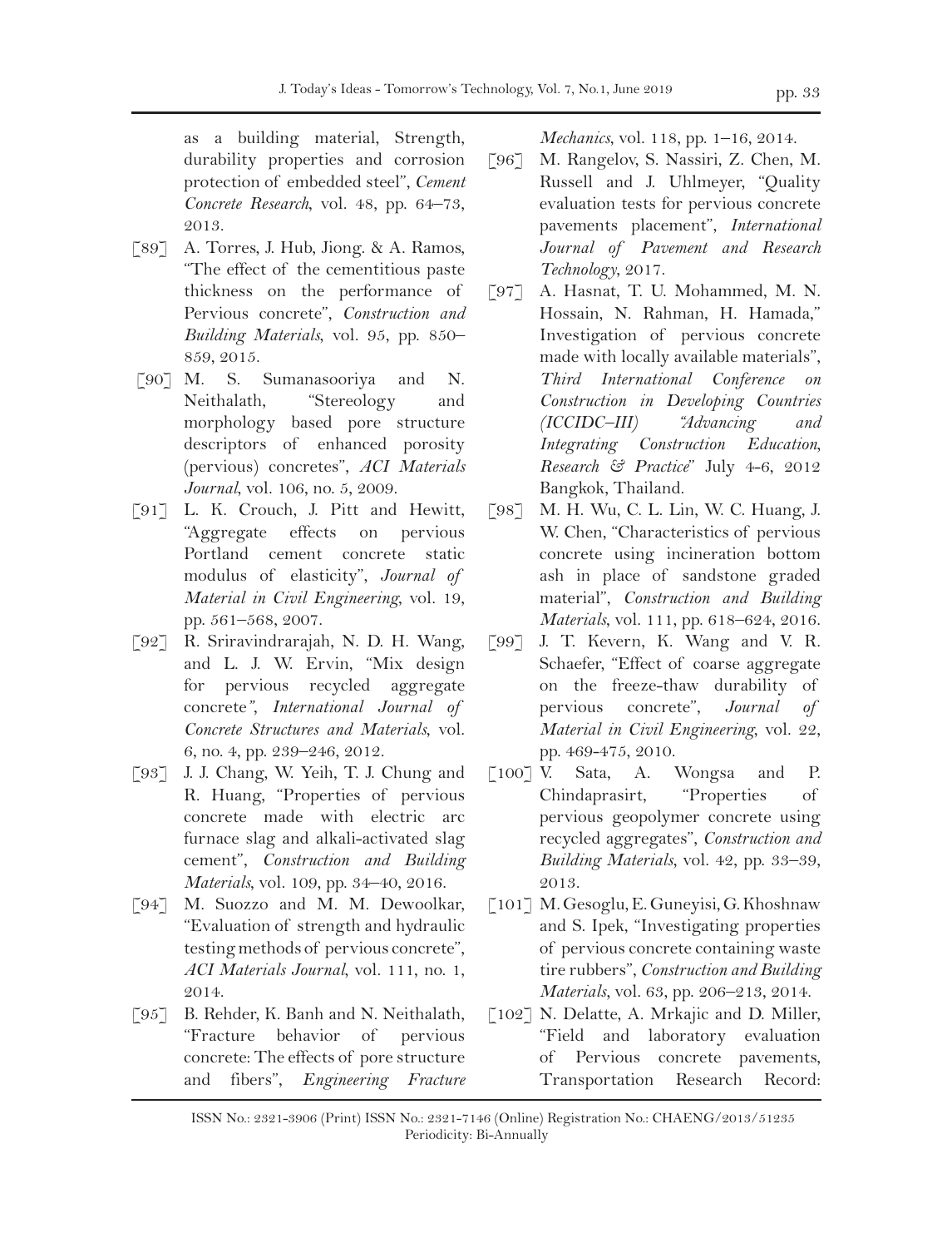as a building material, Strength, durability properties and corrosion protection of embedded steel", *Cement Concrete Research*, vol. 48, pp. 64–73, 2013.

[89] A. Torres, J. Hub, Jiong. & A. Ramos, "The effect of the cementitious paste thickness on the performance of Pervious concrete", *Construction and Building Materials*, vol. 95, pp. 850–859, 2015.

[90] M. S. Sumanasooriya and N. Neithalath, "Stereology and morphology based pore structure descriptors of enhanced porosity (pervious) concretes", *ACI Materials Journal*, vol. 106, no. 5, 2009.

[91] L. K. Crouch, J. Pitt and Hewitt, "Aggregate effects on pervious Portland cement concrete static modulus of elasticity", *Journal of Material in Civil Engineering*, vol. 19, pp. 561–568, 2007.

[92] R. Sriravindrarajah, N. D. H. Wang, and L. J. W. Ervin, "Mix design for pervious recycled aggregate concrete", *International Journal of Concrete Structures and Materials*, vol. 6, no. 4, pp. 239–246, 2012.

[93] J. J. Chang, W. Yeih, T. J. Chung and R. Huang, "Properties of pervious concrete made with electric arc furnace slag and alkali-activated slag cement", *Construction and Building Materials*, vol. 109, pp. 34–40, 2016.

[94] M. Suozzo and M. M. Dewoolkar, "Evaluation of strength and hydraulic testing methods of pervious concrete", *ACI Materials Journal*, vol. 111, no. 1, 2014.

[95] B. Rehder, K. Banh and N. Neithalath, "Fracture behavior of pervious concrete: The effects of pore structure and fibers", *Engineering Fracture Mechanics*, vol. 118, pp. 1–16, 2014.

[96] M. Rangelov, S. Nassiri, Z. Chen, M. Russell and J. Uhlmeyer, "Quality evaluation tests for pervious concrete pavements placement", *International Journal of Pavement and Research Technology*, 2017.

[97] A. Hasnat, T. U. Mohammed, M. N. Hossain, N. Rahman, H. Hamada," Investigation of pervious concrete made with locally available materials", *Third International Conference on Construction in Developing Countries (ICCIDC–III) "Advancing and Integrating Construction Education, Research & Practice"* July 4-6, 2012 Bangkok, Thailand.

[98] M. H. Wu, C. L. Lin, W. C. Huang, J. W. Chen, "Characteristics of pervious concrete using incineration bottom ash in place of sandstone graded material", *Construction and Building Materials*, vol. 111, pp. 618–624, 2016.

[99] J. T. Kevern, K. Wang and V. R. Schaefer, "Effect of coarse aggregate on the freeze-thaw durability of pervious concrete", *Journal of Material in Civil Engineering*, vol. 22, pp. 469-475, 2010.

[100] V. Sata, A. Wongsa and P. Chindaprasirt, "Properties of pervious geopolymer concrete using recycled aggregates", *Construction and Building Materials*, vol. 42, pp. 33–39, 2013.

[101] M. Gesoglu, E. Guneyisi, G. Khoshnaw and S. Ipek, "Investigating properties of pervious concrete containing waste tire rubbers", *Construction and Building Materials*, vol. 63, pp. 206–213, 2014.

[102] N. Delatte, A. Mrkajic and D. Miller, "Field and laboratory evaluation of Pervious concrete pavements, Transportation Research Record: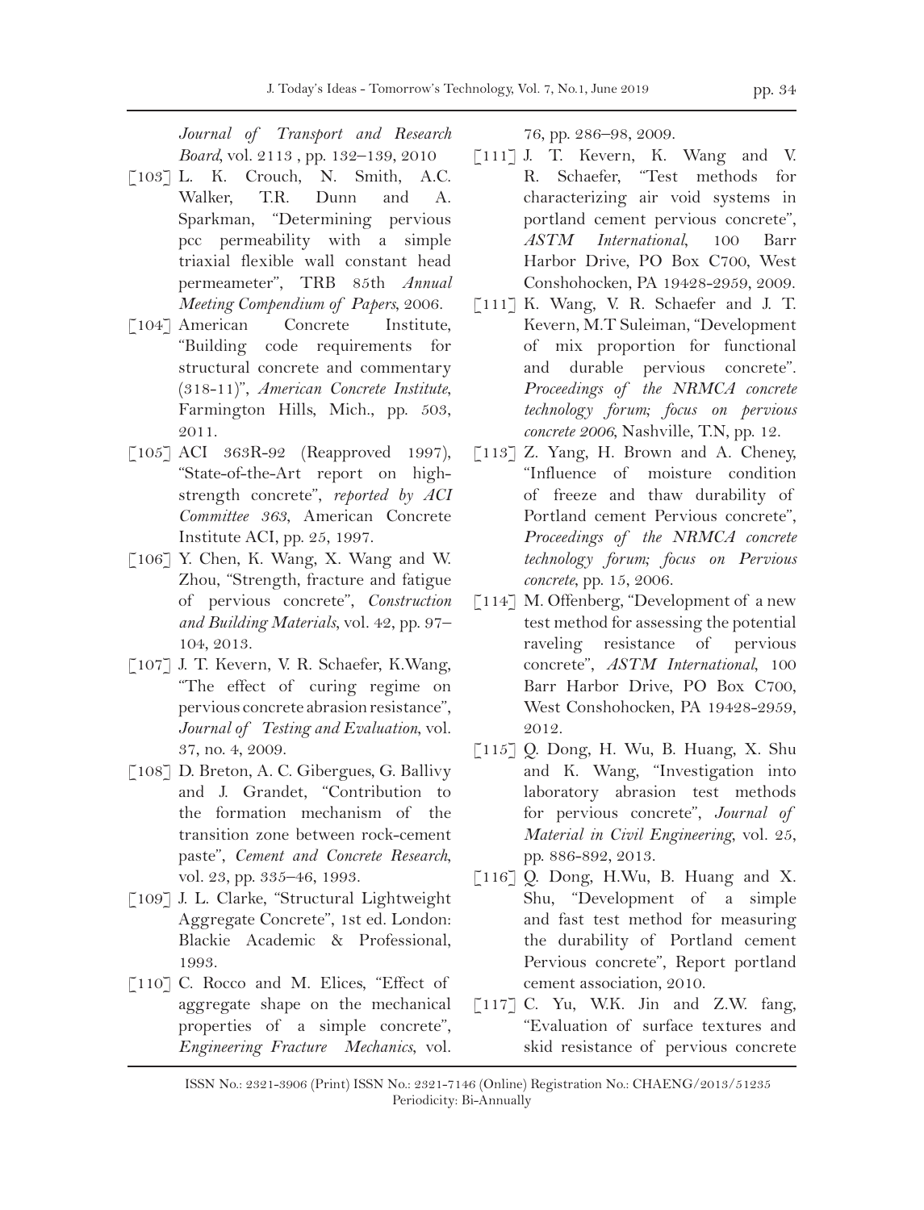*Journal of Transport and Research Board*, vol. 2113 , pp. 132–139, 2010

[103] L. K. Crouch, N. Smith, A.C. Walker, T.R. Dunn and A. Sparkman, "Determining pervious pcc permeability with a simple triaxial flexible wall constant head permeameter", TRB 85th *Annual Meeting Compendium of Papers*, 2006.

[104] American Concrete Institute, "Building code requirements for structural concrete and commentary (318-11)", *American Concrete Institute*, Farmington Hills, Mich., pp. 503, 2011.

[105] ACI 363R-92 (Reapproved 1997), "State-of-the-Art report on high-strength concrete", *reported by ACI Committee 363*, American Concrete Institute ACI, pp. 25, 1997.

[106] Y. Chen, K. Wang, X. Wang and W. Zhou, "Strength, fracture and fatigue of pervious concrete", *Construction and Building Materials*, vol. 42, pp. 97–104, 2013.

[107] J. T. Kevern, V. R. Schaefer, K.Wang, "The effect of curing regime on pervious concrete abrasion resistance", *Journal of Testing and Evaluation*, vol. 37, no. 4, 2009.

[108] D. Breton, A. C. Gibergues, G. Ballivy and J. Grandet, "Contribution to the formation mechanism of the transition zone between rock-cement paste", *Cement and Concrete Research*, vol. 23, pp. 335–46, 1993.

[109] J. L. Clarke, "Structural Lightweight Aggregate Concrete", 1st ed. London: Blackie Academic & Professional, 1993.

[110] C. Rocco and M. Elices, "Effect of aggregate shape on the mechanical properties of a simple concrete", *Engineering Fracture Mechanics*, vol. 76, pp. 286–98, 2009.

[111] J. T. Kevern, K. Wang and V. R. Schaefer, "Test methods for characterizing air void systems in portland cement pervious concrete", *ASTM International*, 100 Barr Harbor Drive, PO Box C700, West Conshohocken, PA 19428-2959, 2009.

[111] K. Wang, V. R. Schaefer and J. T. Kevern, M.T Suleiman, "Development of mix proportion for functional and durable pervious concrete". *Proceedings of the NRMCA concrete technology forum; focus on pervious concrete 2006*, Nashville, T.N, pp. 12.

[113] Z. Yang, H. Brown and A. Cheney, "Influence of moisture condition of freeze and thaw durability of Portland cement Pervious concrete", *Proceedings of the NRMCA concrete technology forum; focus on Pervious concrete*, pp. 15, 2006.

[114] M. Offenberg, "Development of a new test method for assessing the potential raveling resistance of pervious concrete", *ASTM International*, 100 Barr Harbor Drive, PO Box C700, West Conshohocken, PA 19428-2959, 2012.

[115] Q. Dong, H. Wu, B. Huang, X. Shu and K. Wang, "Investigation into laboratory abrasion test methods for pervious concrete", *Journal of Material in Civil Engineering*, vol. 25, pp. 886-892, 2013.

[116] Q. Dong, H.Wu, B. Huang and X. Shu, "Development of a simple and fast test method for measuring the durability of Portland cement Pervious concrete", Report portland cement association, 2010.

[117] C. Yu, W.K. Jin and Z.W. fang, "Evaluation of surface textures and skid resistance of pervious concrete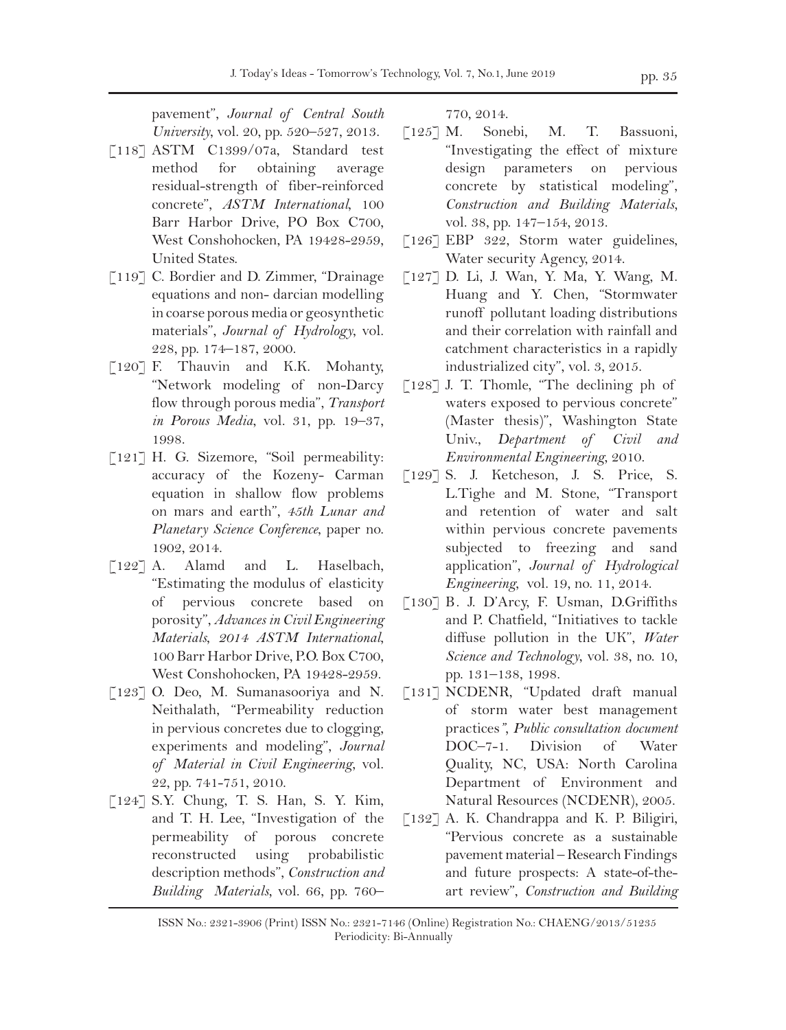pavement", *Journal of Central South University*, vol. 20, pp. 520–527, 2013.

[118] ASTM C1399/07a, Standard test method for obtaining average residual-strength of fiber-reinforced concrete", *ASTM International*, 100 Barr Harbor Drive, PO Box C700, West Conshohocken, PA 19428-2959, United States.

[119] C. Bordier and D. Zimmer, "Drainage equations and non- darcian modelling in coarse porous media or geosynthetic materials", *Journal of Hydrology*, vol. 228, pp. 174–187, 2000.

[120] F. Thauvin and K.K. Mohanty, "Network modeling of non-Darcy flow through porous media", *Transport in Porous Media*, vol. 31, pp. 19–37, 1998.

[121] H. G. Sizemore, "Soil permeability: accuracy of the Kozeny- Carman equation in shallow flow problems on mars and earth", *45th Lunar and Planetary Science Conference*, paper no. 1902, 2014.

[122] A. Alamd and L. Haselbach, "Estimating the modulus of elasticity of pervious concrete based on porosity", *Advances in Civil Engineering Materials, 2014 ASTM International*, 100 Barr Harbor Drive, P.O. Box C700, West Conshohocken, PA 19428-2959.

[123] O. Deo, M. Sumanasooriya and N. Neithalath, "Permeability reduction in pervious concretes due to clogging, experiments and modeling", *Journal of Material in Civil Engineering*, vol. 22, pp. 741-751, 2010.

[124] S.Y. Chung, T. S. Han, S. Y. Kim, and T. H. Lee, "Investigation of the permeability of porous concrete reconstructed using probabilistic description methods", *Construction and Building Materials*, vol. 66, pp. 760–770, 2014.

[125] M. Sonebi, M. T. Bassuoni, "Investigating the effect of mixture design parameters on pervious concrete by statistical modeling", *Construction and Building Materials*, vol. 38, pp. 147–154, 2013.

[126] EBP 322, Storm water guidelines, Water security Agency, 2014.

[127] D. Li, J. Wan, Y. Ma, Y. Wang, M. Huang and Y. Chen, "Stormwater runoff pollutant loading distributions and their correlation with rainfall and catchment characteristics in a rapidly industrialized city", vol. 3, 2015.

[128] J. T. Thomle, "The declining ph of waters exposed to pervious concrete" (Master thesis)", Washington State Univ., *Department of Civil and Environmental Engineering*, 2010.

[129] S. J. Ketcheson, J. S. Price, S. L.Tighe and M. Stone, "Transport and retention of water and salt within pervious concrete pavements subjected to freezing and sand application", *Journal of Hydrological Engineering*, vol. 19, no. 11, 2014.

[130] B. J. D'Arcy, F. Usman, D.Griffiths and P. Chatfield, "Initiatives to tackle diffuse pollution in the UK", *Water Science and Technology*, vol. 38, no. 10, pp. 131–138, 1998.

[131] NCDENR, "Updated draft manual of storm water best management practices", *Public consultation document* DOC–7-1. Division of Water Quality, NC, USA: North Carolina Department of Environment and Natural Resources (NCDENR), 2005.

[132] A. K. Chandrappa and K. P. Biligiri, "Pervious concrete as a sustainable pavement material – Research Findings and future prospects: A state-of-the-art review", *Construction and Building*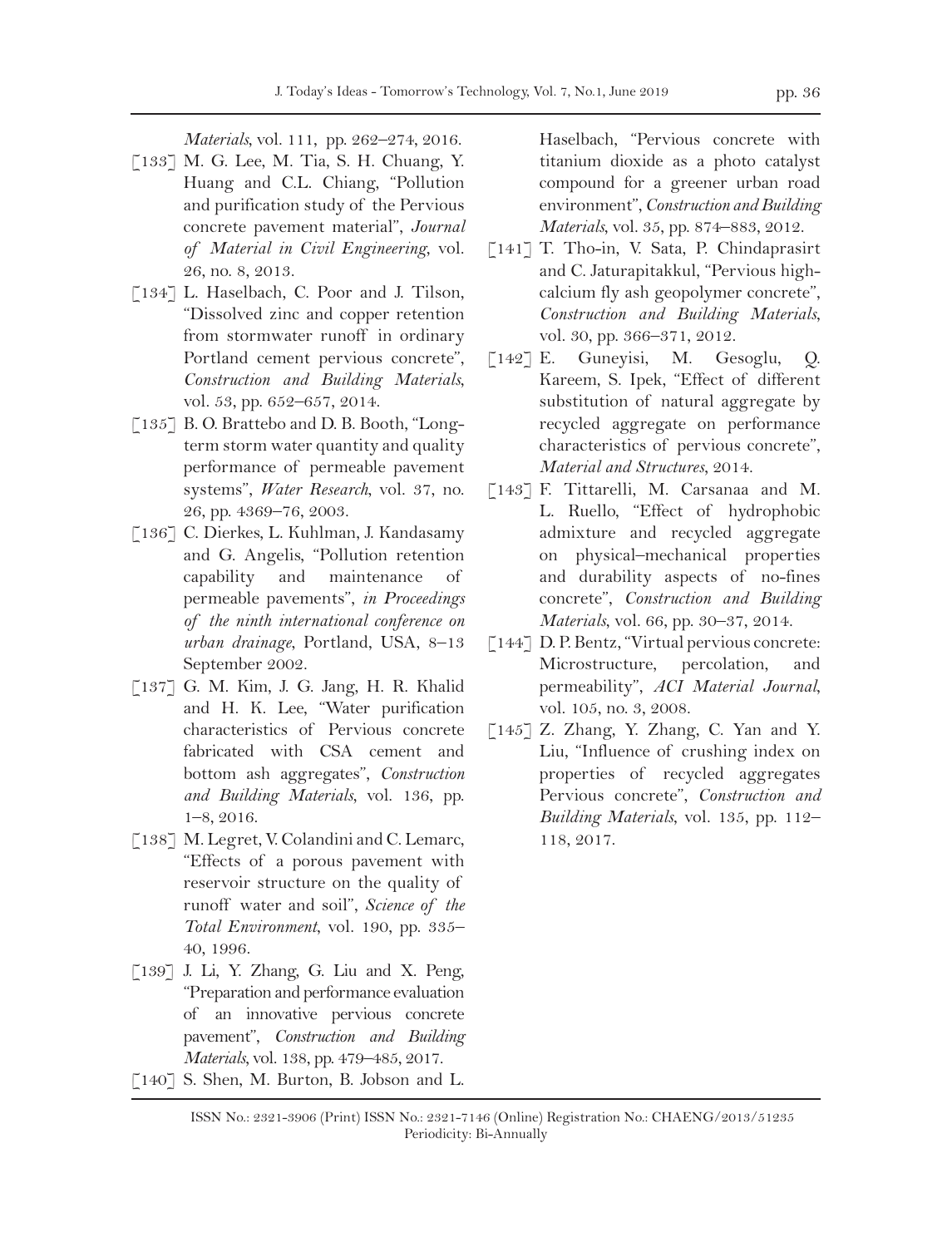*Materials*, vol. 111, pp. 262–274, 2016.

[133] M. G. Lee, M. Tia, S. H. Chuang, Y. Huang and C.L. Chiang, "Pollution and purification study of the Pervious concrete pavement material", *Journal of Material in Civil Engineering*, vol. 26, no. 8, 2013.

[134] L. Haselbach, C. Poor and J. Tilson, "Dissolved zinc and copper retention from stormwater runoff in ordinary Portland cement pervious concrete", *Construction and Building Materials*, vol. 53, pp. 652–657, 2014.

[135] B. O. Brattebo and D. B. Booth, "Long-term storm water quantity and quality performance of permeable pavement systems", *Water Research*, vol. 37, no. 26, pp. 4369–76, 2003.

[136] C. Dierkes, L. Kuhlman, J. Kandasamy and G. Angelis, "Pollution retention capability and maintenance of permeable pavements", *in Proceedings of the ninth international conference on urban drainage*, Portland, USA, 8–13 September 2002.

[137] G. M. Kim, J. G. Jang, H. R. Khalid and H. K. Lee, "Water purification characteristics of Pervious concrete fabricated with CSA cement and bottom ash aggregates", *Construction and Building Materials*, vol. 136, pp. 1–8, 2016.

[138] M. Legret, V. Colandini and C. Lemarc, "Effects of a porous pavement with reservoir structure on the quality of runoff water and soil", *Science of the Total Environment*, vol. 190, pp. 335–40, 1996.

[139] J. Li, Y. Zhang, G. Liu and X. Peng, "Preparation and performance evaluation of an innovative pervious concrete pavement", *Construction and Building Materials*, vol. 138, pp. 479–485, 2017.

[140] S. Shen, M. Burton, B. Jobson and L. Haselbach, "Pervious concrete with titanium dioxide as a photo catalyst compound for a greener urban road environment", *Construction and Building Materials*, vol. 35, pp. 874–883, 2012.

[141] T. Tho-in, V. Sata, P. Chindaprasirt and C. Jaturapitakkul, "Pervious high-calcium fly ash geopolymer concrete", *Construction and Building Materials*, vol. 30, pp. 366–371, 2012.

[142] E. Guneyisi, M. Gesoglu, Q. Kareem, S. Ipek, "Effect of different substitution of natural aggregate by recycled aggregate on performance characteristics of pervious concrete", *Material and Structures*, 2014.

[143] F. Tittarelli, M. Carsanaa and M. L. Ruello, "Effect of hydrophobic admixture and recycled aggregate on physical–mechanical properties and durability aspects of no-fines concrete", *Construction and Building Materials*, vol. 66, pp. 30–37, 2014.

[144] D. P. Bentz, "Virtual pervious concrete: Microstructure, percolation, and permeability", *ACI Material Journal*, vol. 105, no. 3, 2008.

[145] Z. Zhang, Y. Zhang, C. Yan and Y. Liu, "Influence of crushing index on properties of recycled aggregates Pervious concrete", *Construction and Building Materials*, vol. 135, pp. 112–118, 2017.